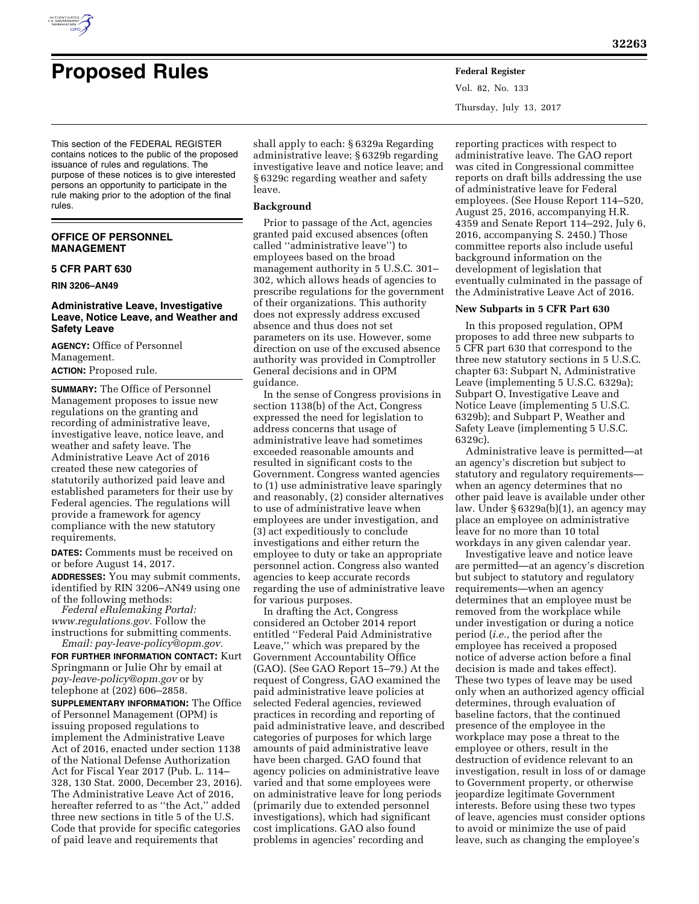# Proposed Rules

This section of the FEDERAL REGISTER contains notices to the public of the proposed issuance of rules and regulations. The purpose of these notices is to give interested persons an opportunity to participate in the rule making prior to the adoption of the final rules.

## OFFICE OF PERSONNEL MANAGEMENT

### 5 CFR Part 630

**RIN 3206–AN49**

### Administrative Leave, Investigative Leave, Notice Leave, and Weather and Safety Leave

**AGENCY:** Office of Personnel Management.

**ACTION:** Proposed rule.

**SUMMARY:** The Office of Personnel Management proposes to issue new regulations on the granting and recording of administrative leave, investigative leave, notice leave, and weather and safety leave. The Administrative Leave Act of 2016 created these new categories of statutorily authorized paid leave and established parameters for their use by Federal agencies. The regulations will provide a framework for agency compliance with the new statutory requirements.

**DATES:** Comments must be received on or before August 14, 2017.

**ADDRESSES:** You may submit comments, identified by RIN 3206–AN49 using one of the following methods:

*Federal eRulemaking Portal: www.regulations.gov.* Follow the instructions for submitting comments.

*Email: pay-leave-policy@opm.gov.*

**FOR FURTHER INFORMATION CONTACT:** Kurt Springmann or Julie Ohr by email at *pay-leave-policy@opm.gov* or by telephone at (202) 606–2858.

**SUPPLEMENTARY INFORMATION:** The Office of Personnel Management (OPM) is issuing proposed regulations to implement the Administrative Leave Act of 2016, enacted under section 1138 of the National Defense Authorization Act for Fiscal Year 2017 (Pub. L. 114–328, 130 Stat. 2000, December 23, 2016). The Administrative Leave Act of 2016, hereafter referred to as "the Act," added three new sections in title 5 of the U.S. Code that provide for specific categories of paid leave and requirements that shall apply to each: § 6329a Regarding administrative leave; § 6329b regarding investigative leave and notice leave; and § 6329c regarding weather and safety leave.

## Background

Prior to passage of the Act, agencies granted paid excused absences (often called "administrative leave") to employees based on the broad management authority in 5 U.S.C. 301–302, which allows heads of agencies to prescribe regulations for the government of their organizations. This authority does not expressly address excused absence and thus does not set parameters on its use. However, some direction on use of the excused absence authority was provided in Comptroller General decisions and in OPM guidance.

In the sense of Congress provisions in section 1138(b) of the Act, Congress expressed the need for legislation to address concerns that usage of administrative leave had sometimes exceeded reasonable amounts and resulted in significant costs to the Government. Congress wanted agencies to (1) use administrative leave sparingly and reasonably, (2) consider alternatives to use of administrative leave when employees are under investigation, and (3) act expeditiously to conclude investigations and either return the employee to duty or take an appropriate personnel action. Congress also wanted agencies to keep accurate records regarding the use of administrative leave for various purposes.

In drafting the Act, Congress considered an October 2014 report entitled "Federal Paid Administrative Leave," which was prepared by the Government Accountability Office (GAO). (See GAO Report 15–79.) At the request of Congress, GAO examined the paid administrative leave policies at selected Federal agencies, reviewed practices in recording and reporting of paid administrative leave, and described categories of purposes for which large amounts of paid administrative leave have been charged. GAO found that agency policies on administrative leave varied and that some employees were on administrative leave for long periods (primarily due to extended personnel investigations), which had significant cost implications. GAO also found problems in agencies' recording and reporting practices with respect to administrative leave. The GAO report was cited in Congressional committee reports on draft bills addressing the use of administrative leave for Federal employees. (See House Report 114–520, August 25, 2016, accompanying H.R. 4359 and Senate Report 114–292, July 6, 2016, accompanying S. 2450.) Those committee reports also include useful background information on the development of legislation that eventually culminated in the passage of the Administrative Leave Act of 2016.

## New Subparts in 5 CFR Part 630

In this proposed regulation, OPM proposes to add three new subparts to 5 CFR part 630 that correspond to the three new statutory sections in 5 U.S.C. chapter 63: Subpart N, Administrative Leave (implementing 5 U.S.C. 6329a); Subpart O, Investigative Leave and Notice Leave (implementing 5 U.S.C. 6329b); and Subpart P, Weather and Safety Leave (implementing 5 U.S.C. 6329c).

Administrative leave is permitted—at an agency's discretion but subject to statutory and regulatory requirements—when an agency determines that no other paid leave is available under other law. Under § 6329a(b)(1), an agency may place an employee on administrative leave for no more than 10 total workdays in any given calendar year.

Investigative leave and notice leave are permitted—at an agency's discretion but subject to statutory and regulatory requirements—when an agency determines that an employee must be removed from the workplace while under investigation or during a notice period (*i.e.,* the period after the employee has received a proposed notice of adverse action before a final decision is made and takes effect). These two types of leave may be used only when an authorized agency official determines, through evaluation of baseline factors, that the continued presence of the employee in the workplace may pose a threat to the employee or others, result in the destruction of evidence relevant to an investigation, result in loss of or damage to Government property, or otherwise jeopardize legitimate Government interests. Before using these two types of leave, agencies must consider options to avoid or minimize the use of paid leave, such as changing the employee's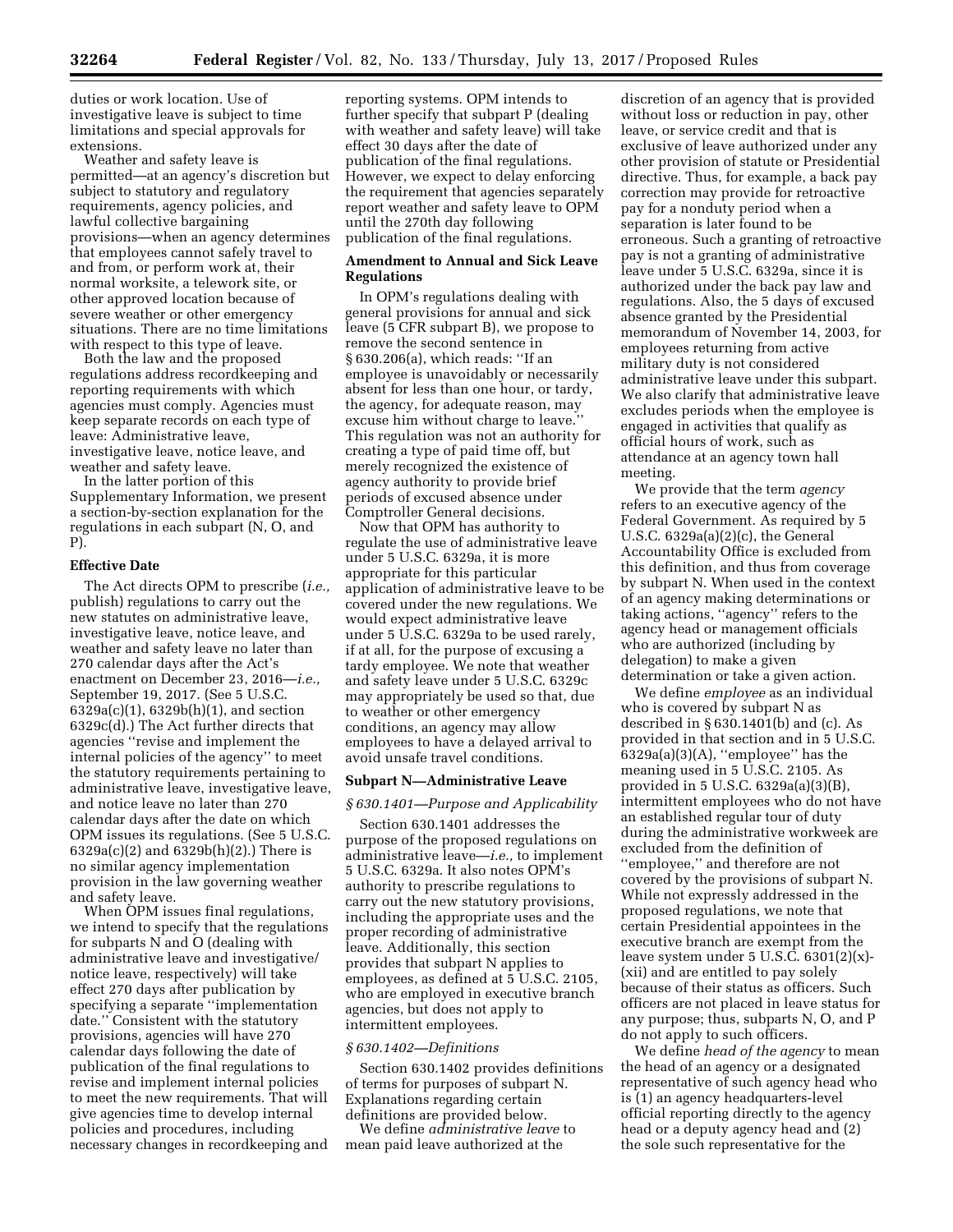duties or work location. Use of investigative leave is subject to time limitations and special approvals for extensions.

Weather and safety leave is permitted—at an agency's discretion but subject to statutory and regulatory requirements, agency policies, and lawful collective bargaining provisions—when an agency determines that employees cannot safely travel to and from, or perform work at, their normal worksite, a telework site, or other approved location because of severe weather or other emergency situations. There are no time limitations with respect to this type of leave.

Both the law and the proposed regulations address recordkeeping and reporting requirements with which agencies must comply. Agencies must keep separate records on each type of leave: Administrative leave, investigative leave, notice leave, and weather and safety leave.

In the latter portion of this Supplementary Information, we present a section-by-section explanation for the regulations in each subpart (N, O, and P).

**Effective Date**

The Act directs OPM to prescribe (*i.e.,* publish) regulations to carry out the new statutes on administrative leave, investigative leave, notice leave, and weather and safety leave no later than 270 calendar days after the Act's enactment on December 23, 2016—*i.e.,* September 19, 2017. (See 5 U.S.C. 6329a(c)(1), 6329b(h)(1), and section 6329c(d).) The Act further directs that agencies "revise and implement the internal policies of the agency" to meet the statutory requirements pertaining to administrative leave, investigative leave, and notice leave no later than 270 calendar days after the date on which OPM issues its regulations. (See 5 U.S.C. 6329a(c)(2) and 6329b(h)(2).) There is no similar agency implementation provision in the law governing weather and safety leave.

When OPM issues final regulations, we intend to specify that the regulations for subparts N and O (dealing with administrative leave and investigative/notice leave, respectively) will take effect 270 days after publication by specifying a separate "implementation date." Consistent with the statutory provisions, agencies will have 270 calendar days following the date of publication of the final regulations to revise and implement internal policies to meet the new requirements. That will give agencies time to develop internal policies and procedures, including necessary changes in recordkeeping and reporting systems. OPM intends to further specify that subpart P (dealing with weather and safety leave) will take effect 30 days after the date of publication of the final regulations. However, we expect to delay enforcing the requirement that agencies separately report weather and safety leave to OPM until the 270th day following publication of the final regulations.

**Amendment to Annual and Sick Leave Regulations**

In OPM's regulations dealing with general provisions for annual and sick leave (5 CFR subpart B), we propose to remove the second sentence in § 630.206(a), which reads: "If an employee is unavoidably or necessarily absent for less than one hour, or tardy, the agency, for adequate reason, may excuse him without charge to leave." This regulation was not an authority for creating a type of paid time off, but merely recognized the existence of agency authority to provide brief periods of excused absence under Comptroller General decisions.

Now that OPM has authority to regulate the use of administrative leave under 5 U.S.C. 6329a, it is more appropriate for this particular application of administrative leave to be covered under the new regulations. We would expect administrative leave under 5 U.S.C. 6329a to be used rarely, if at all, for the purpose of excusing a tardy employee. We note that weather and safety leave under 5 U.S.C. 6329c may appropriately be used so that, due to weather or other emergency conditions, an agency may allow employees to have a delayed arrival to avoid unsafe travel conditions.

**Subpart N—Administrative Leave**

*§ 630.1401—Purpose and Applicability*

Section 630.1401 addresses the purpose of the proposed regulations on administrative leave—*i.e.,* to implement 5 U.S.C. 6329a. It also notes OPM's authority to prescribe regulations to carry out the new statutory provisions, including the appropriate uses and the proper recording of administrative leave. Additionally, this section provides that subpart N applies to employees, as defined at 5 U.S.C. 2105, who are employed in executive branch agencies, but does not apply to intermittent employees.

*§ 630.1402—Definitions*

Section 630.1402 provides definitions of terms for purposes of subpart N. Explanations regarding certain definitions are provided below.

We define *administrative leave* to mean paid leave authorized at the discretion of an agency that is provided without loss or reduction in pay, other leave, or service credit and that is exclusive of leave authorized under any other provision of statute or Presidential directive. Thus, for example, a back pay correction may provide for retroactive pay for a nonduty period when a separation is later found to be erroneous. Such a granting of retroactive pay is not a granting of administrative leave under 5 U.S.C. 6329a, since it is authorized under the back pay law and regulations. Also, the 5 days of excused absence granted by the Presidential memorandum of November 14, 2003, for employees returning from active military duty is not considered administrative leave under this subpart. We also clarify that administrative leave excludes periods when the employee is engaged in activities that qualify as official hours of work, such as attendance at an agency town hall meeting.

We provide that the term *agency* refers to an executive agency of the Federal Government. As required by 5 U.S.C. 6329a(a)(2)(c), the General Accountability Office is excluded from this definition, and thus from coverage by subpart N. When used in the context of an agency making determinations or taking actions, "agency" refers to the agency head or management officials who are authorized (including by delegation) to make a given determination or take a given action.

We define *employee* as an individual who is covered by subpart N as described in § 630.1401(b) and (c). As provided in that section and in 5 U.S.C. 6329a(a)(3)(A), "employee" has the meaning used in 5 U.S.C. 2105. As provided in 5 U.S.C. 6329a(a)(3)(B), intermittent employees who do not have an established regular tour of duty during the administrative workweek are excluded from the definition of "employee," and therefore are not covered by the provisions of subpart N. While not expressly addressed in the proposed regulations, we note that certain Presidential appointees in the executive branch are exempt from the leave system under 5 U.S.C. 6301(2)(x)-(xii) and are entitled to pay solely because of their status as officers. Such officers are not placed in leave status for any purpose; thus, subparts N, O, and P do not apply to such officers.

We define *head of the agency* to mean the head of an agency or a designated representative of such agency head who is (1) an agency headquarters-level official reporting directly to the agency head or a deputy agency head and (2) the sole such representative for the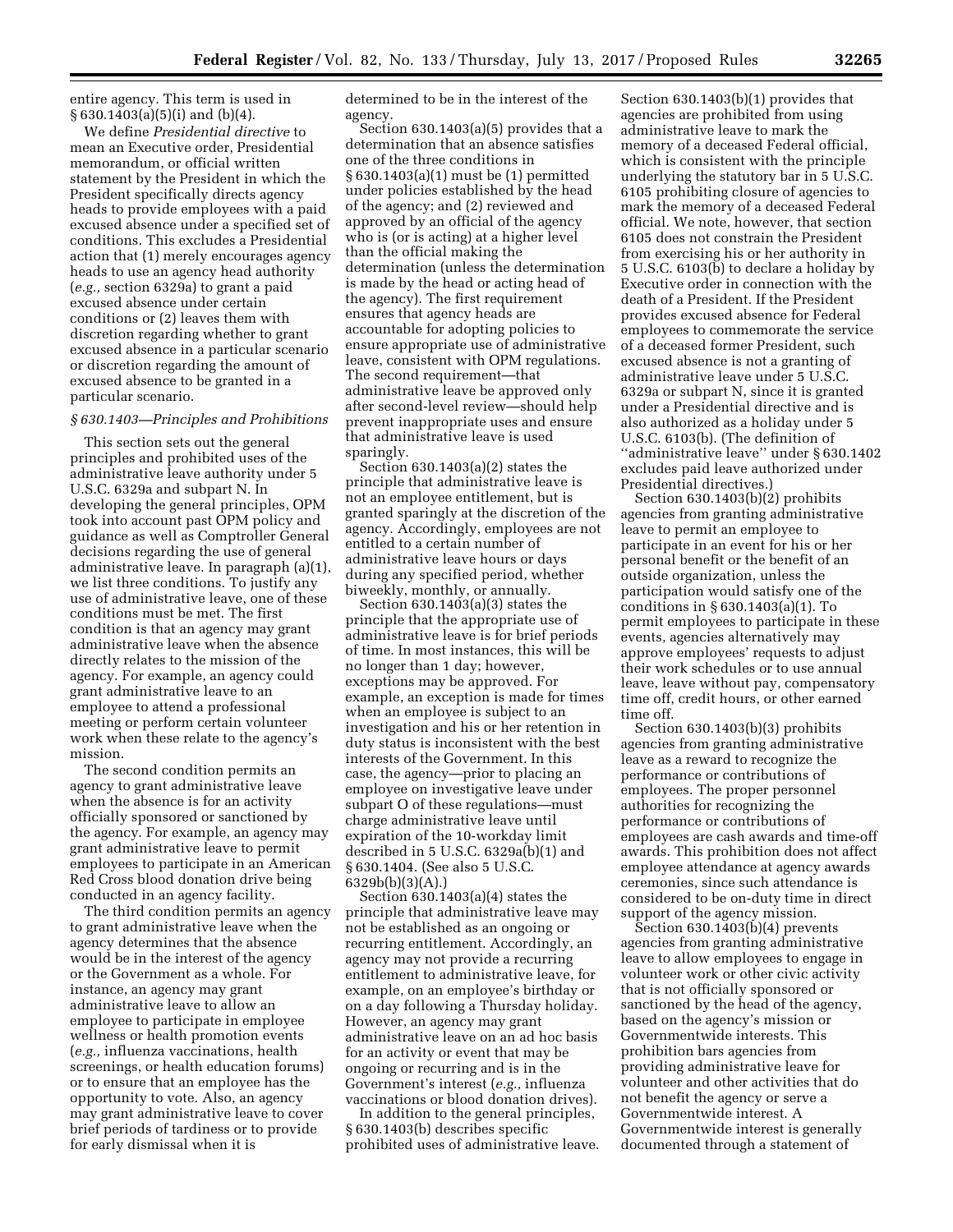entire agency. This term is used in § 630.1403(a)(5)(i) and (b)(4).

We define *Presidential directive* to mean an Executive order, Presidential memorandum, or official written statement by the President in which the President specifically directs agency heads to provide employees with a paid excused absence under a specified set of conditions. This excludes a Presidential action that (1) merely encourages agency heads to use an agency head authority (*e.g.,* section 6329a) to grant a paid excused absence under certain conditions or (2) leaves them with discretion regarding whether to grant excused absence in a particular scenario or discretion regarding the amount of excused absence to be granted in a particular scenario.

### *§ 630.1403—Principles and Prohibitions*

This section sets out the general principles and prohibited uses of the administrative leave authority under 5 U.S.C. 6329a and subpart N. In developing the general principles, OPM took into account past OPM policy and guidance as well as Comptroller General decisions regarding the use of general administrative leave. In paragraph (a)(1), we list three conditions. To justify any use of administrative leave, one of these conditions must be met. The first condition is that an agency may grant administrative leave when the absence directly relates to the mission of the agency. For example, an agency could grant administrative leave to an employee to attend a professional meeting or perform certain volunteer work when these relate to the agency's mission.

The second condition permits an agency to grant administrative leave when the absence is for an activity officially sponsored or sanctioned by the agency. For example, an agency may grant administrative leave to permit employees to participate in an American Red Cross blood donation drive being conducted in an agency facility.

The third condition permits an agency to grant administrative leave when the agency determines that the absence would be in the interest of the agency or the Government as a whole. For instance, an agency may grant administrative leave to allow an employee to participate in employee wellness or health promotion events (*e.g.,* influenza vaccinations, health screenings, or health education forums) or to ensure that an employee has the opportunity to vote. Also, an agency may grant administrative leave to cover brief periods of tardiness or to provide for early dismissal when it is determined to be in the interest of the agency.

Section 630.1403(a)(5) provides that a determination that an absence satisfies one of the three conditions in § 630.1403(a)(1) must be (1) permitted under policies established by the head of the agency; and (2) reviewed and approved by an official of the agency who is (or is acting) at a higher level than the official making the determination (unless the determination is made by the head or acting head of the agency). The first requirement ensures that agency heads are accountable for adopting policies to ensure appropriate use of administrative leave, consistent with OPM regulations. The second requirement—that administrative leave be approved only after second-level review—should help prevent inappropriate uses and ensure that administrative leave is used sparingly.

Section 630.1403(a)(2) states the principle that administrative leave is not an employee entitlement, but is granted sparingly at the discretion of the agency. Accordingly, employees are not entitled to a certain number of administrative leave hours or days during any specified period, whether biweekly, monthly, or annually.

Section 630.1403(a)(3) states the principle that the appropriate use of administrative leave is for brief periods of time. In most instances, this will be no longer than 1 day; however, exceptions may be approved. For example, an exception is made for times when an employee is subject to an investigation and his or her retention in duty status is inconsistent with the best interests of the Government. In this case, the agency—prior to placing an employee on investigative leave under subpart O of these regulations—must charge administrative leave until expiration of the 10-workday limit described in 5 U.S.C. 6329a(b)(1) and § 630.1404. (See also 5 U.S.C. 6329b(b)(3)(A).)

Section 630.1403(a)(4) states the principle that administrative leave may not be established as an ongoing or recurring entitlement. Accordingly, an agency may not provide a recurring entitlement to administrative leave, for example, on an employee's birthday or on a day following a Thursday holiday. However, an agency may grant administrative leave on an ad hoc basis for an activity or event that may be ongoing or recurring and is in the Government's interest (*e.g.,* influenza vaccinations or blood donation drives).

In addition to the general principles, § 630.1403(b) describes specific prohibited uses of administrative leave. Section 630.1403(b)(1) provides that agencies are prohibited from using administrative leave to mark the memory of a deceased Federal official, which is consistent with the principle underlying the statutory bar in 5 U.S.C. 6105 prohibiting closure of agencies to mark the memory of a deceased Federal official. We note, however, that section 6105 does not constrain the President from exercising his or her authority in 5 U.S.C. 6103(b) to declare a holiday by Executive order in connection with the death of a President. If the President provides excused absence for Federal employees to commemorate the service of a deceased former President, such excused absence is not a granting of administrative leave under 5 U.S.C. 6329a or subpart N, since it is granted under a Presidential directive and is also authorized as a holiday under 5 U.S.C. 6103(b). (The definition of "administrative leave" under § 630.1402 excludes paid leave authorized under Presidential directives.)

Section 630.1403(b)(2) prohibits agencies from granting administrative leave to permit an employee to participate in an event for his or her personal benefit or the benefit of an outside organization, unless the participation would satisfy one of the conditions in § 630.1403(a)(1). To permit employees to participate in these events, agencies alternatively may approve employees' requests to adjust their work schedules or to use annual leave, leave without pay, compensatory time off, credit hours, or other earned time off.

Section 630.1403(b)(3) prohibits agencies from granting administrative leave as a reward to recognize the performance or contributions of employees. The proper personnel authorities for recognizing the performance or contributions of employees are cash awards and time-off awards. This prohibition does not affect employee attendance at agency awards ceremonies, since such attendance is considered to be on-duty time in direct support of the agency mission.

Section 630.1403(b)(4) prevents agencies from granting administrative leave to allow employees to engage in volunteer work or other civic activity that is not officially sponsored or sanctioned by the head of the agency, based on the agency's mission or Governmentwide interests. This prohibition bars agencies from providing administrative leave for volunteer and other activities that do not benefit the agency or serve a Governmentwide interest. A Governmentwide interest is generally documented through a statement of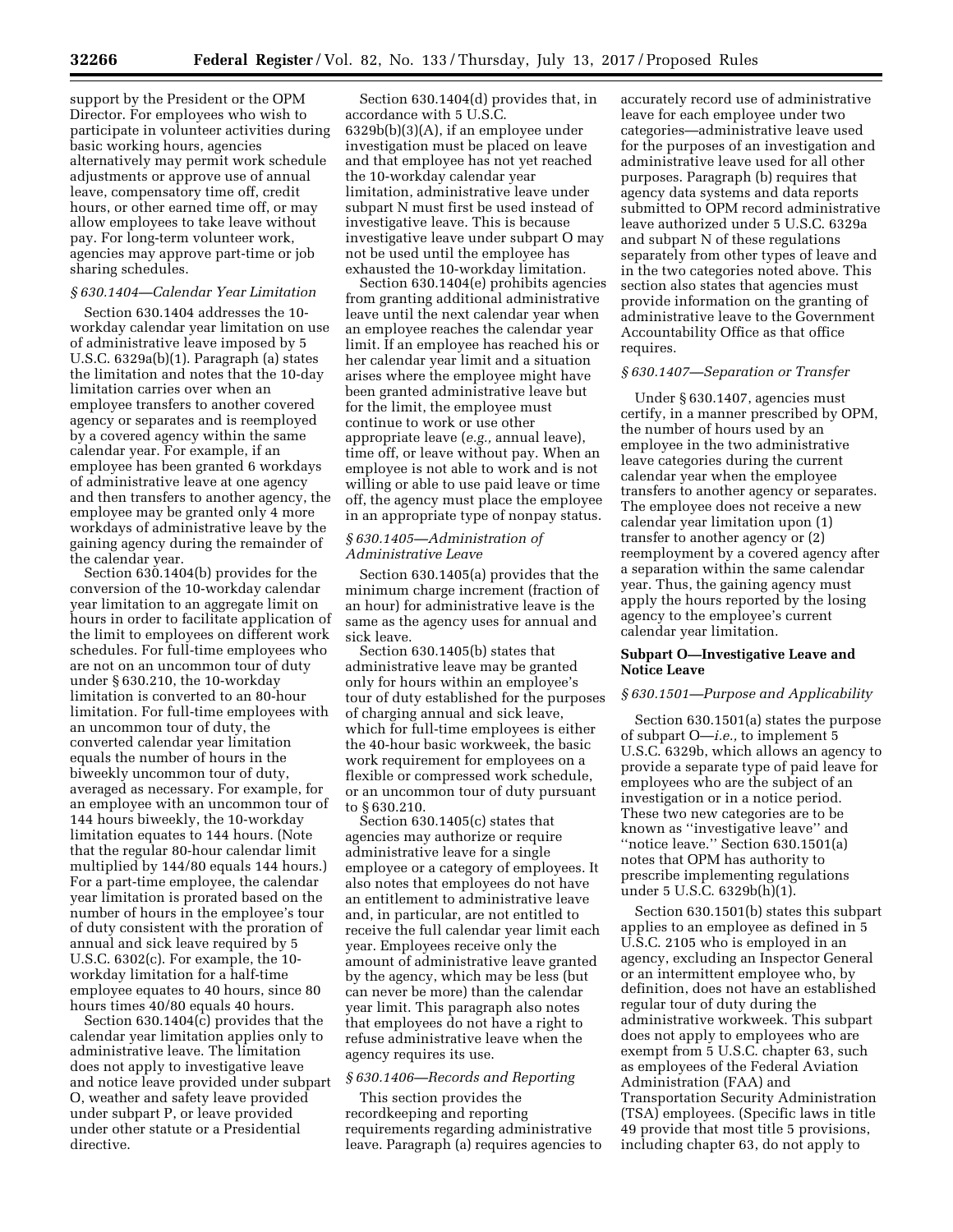support by the President or the OPM Director. For employees who wish to participate in volunteer activities during basic working hours, agencies alternatively may permit work schedule adjustments or approve use of annual leave, compensatory time off, credit hours, or other earned time off, or may allow employees to take leave without pay. For long-term volunteer work, agencies may approve part-time or job sharing schedules.

### *§ 630.1404—Calendar Year Limitation*

Section 630.1404 addresses the 10-workday calendar year limitation on use of administrative leave imposed by 5 U.S.C. 6329a(b)(1). Paragraph (a) states the limitation and notes that the 10-day limitation carries over when an employee transfers to another covered agency or separates and is reemployed by a covered agency within the same calendar year. For example, if an employee has been granted 6 workdays of administrative leave at one agency and then transfers to another agency, the employee may be granted only 4 more workdays of administrative leave by the gaining agency during the remainder of the calendar year.

Section 630.1404(b) provides for the conversion of the 10-workday calendar year limitation to an aggregate limit on hours in order to facilitate application of the limit to employees on different work schedules. For full-time employees who are not on an uncommon tour of duty under § 630.210, the 10-workday limitation is converted to an 80-hour limitation. For full-time employees with an uncommon tour of duty, the converted calendar year limitation equals the number of hours in the biweekly uncommon tour of duty, averaged as necessary. For example, for an employee with an uncommon tour of 144 hours biweekly, the 10-workday limitation equates to 144 hours. (Note that the regular 80-hour calendar limit multiplied by 144/80 equals 144 hours.) For a part-time employee, the calendar year limitation is prorated based on the number of hours in the employee's tour of duty consistent with the proration of annual and sick leave required by 5 U.S.C. 6302(c). For example, the 10-workday limitation for a half-time employee equates to 40 hours, since 80 hours times 40/80 equals 40 hours.

Section 630.1404(c) provides that the calendar year limitation applies only to administrative leave. The limitation does not apply to investigative leave and notice leave provided under subpart O, weather and safety leave provided under subpart P, or leave provided under other statute or a Presidential directive.

Section 630.1404(d) provides that, in accordance with 5 U.S.C. 6329b(b)(3)(A), if an employee under investigation must be placed on leave and that employee has not yet reached the 10-workday calendar year limitation, administrative leave under subpart N must first be used instead of investigative leave. This is because investigative leave under subpart O may not be used until the employee has exhausted the 10-workday limitation.

Section 630.1404(e) prohibits agencies from granting additional administrative leave until the next calendar year when an employee reaches the calendar year limit. If an employee has reached his or her calendar year limit and a situation arises where the employee might have been granted administrative leave but for the limit, the employee must continue to work or use other appropriate leave (*e.g.,* annual leave), time off, or leave without pay. When an employee is not able to work and is not willing or able to use paid leave or time off, the agency must place the employee in an appropriate type of nonpay status.

### *§ 630.1405—Administration of Administrative Leave*

Section 630.1405(a) provides that the minimum charge increment (fraction of an hour) for administrative leave is the same as the agency uses for annual and sick leave.

Section 630.1405(b) states that administrative leave may be granted only for hours within an employee's tour of duty established for the purposes of charging annual and sick leave, which for full-time employees is either the 40-hour basic workweek, the basic work requirement for employees on a flexible or compressed work schedule, or an uncommon tour of duty pursuant to § 630.210.

Section 630.1405(c) states that agencies may authorize or require administrative leave for a single employee or a category of employees. It also notes that employees do not have an entitlement to administrative leave and, in particular, are not entitled to receive the full calendar year limit each year. Employees receive only the amount of administrative leave granted by the agency, which may be less (but can never be more) than the calendar year limit. This paragraph also notes that employees do not have a right to refuse administrative leave when the agency requires its use.

### *§ 630.1406—Records and Reporting*

This section provides the recordkeeping and reporting requirements regarding administrative leave. Paragraph (a) requires agencies to accurately record use of administrative leave for each employee under two categories—administrative leave used for the purposes of an investigation and administrative leave used for all other purposes. Paragraph (b) requires that agency data systems and data reports submitted to OPM record administrative leave authorized under 5 U.S.C. 6329a and subpart N of these regulations separately from other types of leave and in the two categories noted above. This section also states that agencies must provide information on the granting of administrative leave to the Government Accountability Office as that office requires.

### *§ 630.1407—Separation or Transfer*

Under § 630.1407, agencies must certify, in a manner prescribed by OPM, the number of hours used by an employee in the two administrative leave categories during the current calendar year when the employee transfers to another agency or separates. The employee does not receive a new calendar year limitation upon (1) transfer to another agency or (2) reemployment by a covered agency after a separation within the same calendar year. Thus, the gaining agency must apply the hours reported by the losing agency to the employee's current calendar year limitation.

## Subpart O—Investigative Leave and Notice Leave

### *§ 630.1501—Purpose and Applicability*

Section 630.1501(a) states the purpose of subpart O—*i.e.,* to implement 5 U.S.C. 6329b, which allows an agency to provide a separate type of paid leave for employees who are the subject of an investigation or in a notice period. These two new categories are to be known as ''investigative leave'' and ''notice leave.'' Section 630.1501(a) notes that OPM has authority to prescribe implementing regulations under 5 U.S.C. 6329b(h)(1).

Section 630.1501(b) states this subpart applies to an employee as defined in 5 U.S.C. 2105 who is employed in an agency, excluding an Inspector General or an intermittent employee who, by definition, does not have an established regular tour of duty during the administrative workweek. This subpart does not apply to employees who are exempt from 5 U.S.C. chapter 63, such as employees of the Federal Aviation Administration (FAA) and Transportation Security Administration (TSA) employees. (Specific laws in title 49 provide that most title 5 provisions, including chapter 63, do not apply to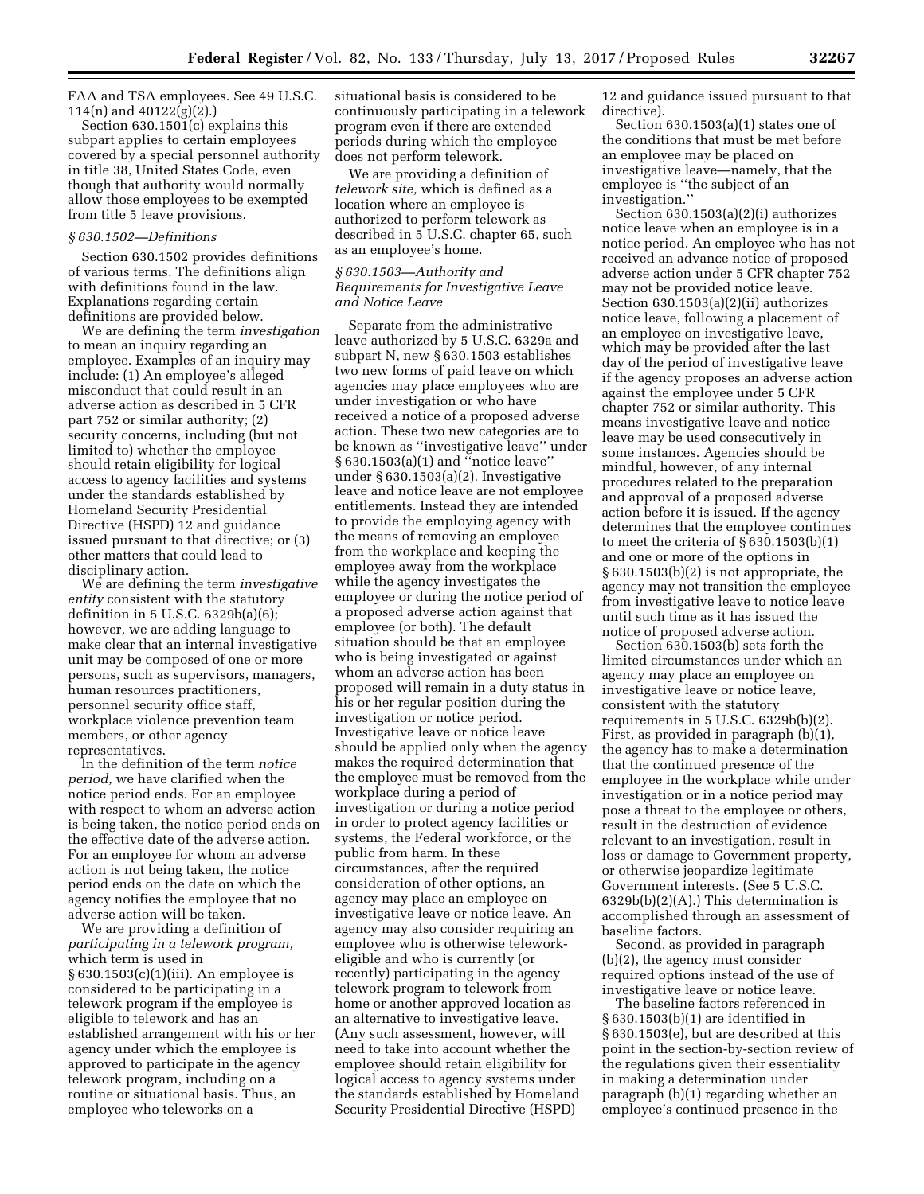FAA and TSA employees. See 49 U.S.C. 114(n) and 40122(g)(2).)

Section 630.1501(c) explains this subpart applies to certain employees covered by a special personnel authority in title 38, United States Code, even though that authority would normally allow those employees to be exempted from title 5 leave provisions.

### *§ 630.1502—Definitions*

Section 630.1502 provides definitions of various terms. The definitions align with definitions found in the law. Explanations regarding certain definitions are provided below.

We are defining the term *investigation* to mean an inquiry regarding an employee. Examples of an inquiry may include: (1) An employee's alleged misconduct that could result in an adverse action as described in 5 CFR part 752 or similar authority; (2) security concerns, including (but not limited to) whether the employee should retain eligibility for logical access to agency facilities and systems under the standards established by Homeland Security Presidential Directive (HSPD) 12 and guidance issued pursuant to that directive; or (3) other matters that could lead to disciplinary action.

We are defining the term *investigative entity* consistent with the statutory definition in 5 U.S.C. 6329b(a)(6); however, we are adding language to make clear that an internal investigative unit may be composed of one or more persons, such as supervisors, managers, human resources practitioners, personnel security office staff, workplace violence prevention team members, or other agency representatives.

In the definition of the term *notice period,* we have clarified when the notice period ends. For an employee with respect to whom an adverse action is being taken, the notice period ends on the effective date of the adverse action. For an employee for whom an adverse action is not being taken, the notice period ends on the date on which the agency notifies the employee that no adverse action will be taken.

We are providing a definition of *participating in a telework program,* which term is used in § 630.1503(c)(1)(iii). An employee is considered to be participating in a telework program if the employee is eligible to telework and has an established arrangement with his or her agency under which the employee is approved to participate in the agency telework program, including on a routine or situational basis. Thus, an employee who teleworks on a situational basis is considered to be continuously participating in a telework program even if there are extended periods during which the employee does not perform telework.

We are providing a definition of *telework site,* which is defined as a location where an employee is authorized to perform telework as described in 5 U.S.C. chapter 65, such as an employee's home.

### *§ 630.1503—Authority and Requirements for Investigative Leave and Notice Leave*

Separate from the administrative leave authorized by 5 U.S.C. 6329a and subpart N, new § 630.1503 establishes two new forms of paid leave on which agencies may place employees who are under investigation or who have received a notice of a proposed adverse action. These two new categories are to be known as ''investigative leave'' under § 630.1503(a)(1) and ''notice leave'' under § 630.1503(a)(2). Investigative leave and notice leave are not employee entitlements. Instead they are intended to provide the employing agency with the means of removing an employee from the workplace and keeping the employee away from the workplace while the agency investigates the employee or during the notice period of a proposed adverse action against that employee (or both). The default situation should be that an employee who is being investigated or against whom an adverse action has been proposed will remain in a duty status in his or her regular position during the investigation or notice period. Investigative leave or notice leave should be applied only when the agency makes the required determination that the employee must be removed from the workplace during a period of investigation or during a notice period in order to protect agency facilities or systems, the Federal workforce, or the public from harm. In these circumstances, after the required consideration of other options, an agency may place an employee on investigative leave or notice leave. An agency may also consider requiring an employee who is otherwise telework-eligible and who is currently (or recently) participating in the agency telework program to telework from home or another approved location as an alternative to investigative leave. (Any such assessment, however, will need to take into account whether the employee should retain eligibility for logical access to agency systems under the standards established by Homeland Security Presidential Directive (HSPD) 12 and guidance issued pursuant to that directive).

Section 630.1503(a)(1) states one of the conditions that must be met before an employee may be placed on investigative leave—namely, that the employee is ''the subject of an investigation.''

Section 630.1503(a)(2)(i) authorizes notice leave when an employee is in a notice period. An employee who has not received an advance notice of proposed adverse action under 5 CFR chapter 752 may not be provided notice leave. Section 630.1503(a)(2)(ii) authorizes notice leave, following a placement of an employee on investigative leave, which may be provided after the last day of the period of investigative leave if the agency proposes an adverse action against the employee under 5 CFR chapter 752 or similar authority. This means investigative leave and notice leave may be used consecutively in some instances. Agencies should be mindful, however, of any internal procedures related to the preparation and approval of a proposed adverse action before it is issued. If the agency determines that the employee continues to meet the criteria of § 630.1503(b)(1) and one or more of the options in § 630.1503(b)(2) is not appropriate, the agency may not transition the employee from investigative leave to notice leave until such time as it has issued the notice of proposed adverse action.

Section 630.1503(b) sets forth the limited circumstances under which an agency may place an employee on investigative leave or notice leave, consistent with the statutory requirements in 5 U.S.C. 6329b(b)(2). First, as provided in paragraph (b)(1), the agency has to make a determination that the continued presence of the employee in the workplace while under investigation or in a notice period may pose a threat to the employee or others, result in the destruction of evidence relevant to an investigation, result in loss or damage to Government property, or otherwise jeopardize legitimate Government interests. (See 5 U.S.C. 6329b(b)(2)(A).) This determination is accomplished through an assessment of baseline factors.

Second, as provided in paragraph (b)(2), the agency must consider required options instead of the use of investigative leave or notice leave.

The baseline factors referenced in § 630.1503(b)(1) are identified in § 630.1503(e), but are described at this point in the section-by-section review of the regulations given their essentiality in making a determination under paragraph (b)(1) regarding whether an employee's continued presence in the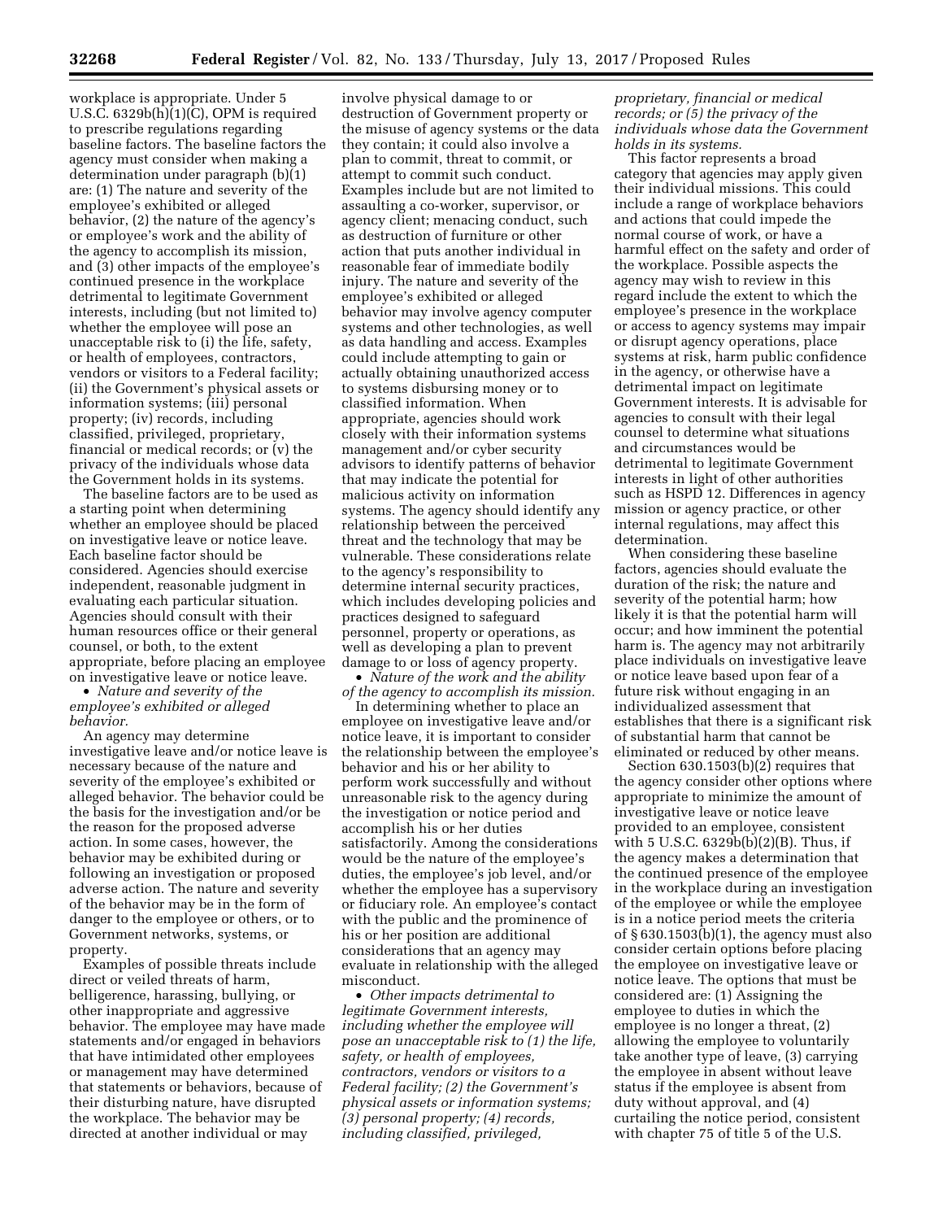workplace is appropriate. Under 5 U.S.C. 6329b(h)(1)(C), OPM is required to prescribe regulations regarding baseline factors. The baseline factors the agency must consider when making a determination under paragraph (b)(1) are: (1) The nature and severity of the employee's exhibited or alleged behavior, (2) the nature of the agency's or employee's work and the ability of the agency to accomplish its mission, and (3) other impacts of the employee's continued presence in the workplace detrimental to legitimate Government interests, including (but not limited to) whether the employee will pose an unacceptable risk to (i) the life, safety, or health of employees, contractors, vendors or visitors to a Federal facility; (ii) the Government's physical assets or information systems; (iii) personal property; (iv) records, including classified, privileged, proprietary, financial or medical records; or (v) the privacy of the individuals whose data the Government holds in its systems.

The baseline factors are to be used as a starting point when determining whether an employee should be placed on investigative leave or notice leave. Each baseline factor should be considered. Agencies should exercise independent, reasonable judgment in evaluating each particular situation. Agencies should consult with their human resources office or their general counsel, or both, to the extent appropriate, before placing an employee on investigative leave or notice leave.

- *Nature and severity of the employee's exhibited or alleged behavior.*

An agency may determine investigative leave and/or notice leave is necessary because of the nature and severity of the employee's exhibited or alleged behavior. The behavior could be the basis for the investigation and/or be the reason for the proposed adverse action. In some cases, however, the behavior may be exhibited during or following an investigation or proposed adverse action. The nature and severity of the behavior may be in the form of danger to the employee or others, or to Government networks, systems, or property.

Examples of possible threats include direct or veiled threats of harm, belligerence, harassing, bullying, or other inappropriate and aggressive behavior. The employee may have made statements and/or engaged in behaviors that have intimidated other employees or management may have determined that statements or behaviors, because of their disturbing nature, have disrupted the workplace. The behavior may be directed at another individual or may involve physical damage to or destruction of Government property or the misuse of agency systems or the data they contain; it could also involve a plan to commit, threat to commit, or attempt to commit such conduct. Examples include but are not limited to assaulting a co-worker, supervisor, or agency client; menacing conduct, such as destruction of furniture or other action that puts another individual in reasonable fear of immediate bodily injury. The nature and severity of the employee's exhibited or alleged behavior may involve agency computer systems and other technologies, as well as data handling and access. Examples could include attempting to gain or actually obtaining unauthorized access to systems disbursing money or to classified information. When appropriate, agencies should work closely with their information systems management and/or cyber security advisors to identify patterns of behavior that may indicate the potential for malicious activity on information systems. The agency should identify any relationship between the perceived threat and the technology that may be vulnerable. These considerations relate to the agency's responsibility to determine internal security practices, which includes developing policies and practices designed to safeguard personnel, property or operations, as well as developing a plan to prevent damage to or loss of agency property.

- *Nature of the work and the ability of the agency to accomplish its mission.*

In determining whether to place an employee on investigative leave and/or notice leave, it is important to consider the relationship between the employee's behavior and his or her ability to perform work successfully and without unreasonable risk to the agency during the investigation or notice period and accomplish his or her duties satisfactorily. Among the considerations would be the nature of the employee's duties, the employee's job level, and/or whether the employee has a supervisory or fiduciary role. An employee's contact with the public and the prominence of his or her position are additional considerations that an agency may evaluate in relationship with the alleged misconduct.

- *Other impacts detrimental to legitimate Government interests, including whether the employee will pose an unacceptable risk to (1) the life, safety, or health of employees, contractors, vendors or visitors to a Federal facility; (2) the Government's physical assets or information systems; (3) personal property; (4) records, including classified, privileged, proprietary, financial or medical records; or (5) the privacy of the individuals whose data the Government holds in its systems.*

This factor represents a broad category that agencies may apply given their individual missions. This could include a range of workplace behaviors and actions that could impede the normal course of work, or have a harmful effect on the safety and order of the workplace. Possible aspects the agency may wish to review in this regard include the extent to which the employee's presence in the workplace or access to agency systems may impair or disrupt agency operations, place systems at risk, harm public confidence in the agency, or otherwise have a detrimental impact on legitimate Government interests. It is advisable for agencies to consult with their legal counsel to determine what situations and circumstances would be detrimental to legitimate Government interests in light of other authorities such as HSPD 12. Differences in agency mission or agency practice, or other internal regulations, may affect this determination.

When considering these baseline factors, agencies should evaluate the duration of the risk; the nature and severity of the potential harm; how likely it is that the potential harm will occur; and how imminent the potential harm is. The agency may not arbitrarily place individuals on investigative leave or notice leave based upon fear of a future risk without engaging in an individualized assessment that establishes that there is a significant risk of substantial harm that cannot be eliminated or reduced by other means.

Section 630.1503(b)(2) requires that the agency consider other options where appropriate to minimize the amount of investigative leave or notice leave provided to an employee, consistent with 5 U.S.C. 6329b(b)(2)(B). Thus, if the agency makes a determination that the continued presence of the employee in the workplace during an investigation of the employee or while the employee is in a notice period meets the criteria of § 630.1503(b)(1), the agency must also consider certain options before placing the employee on investigative leave or notice leave. The options that must be considered are: (1) Assigning the employee to duties in which the employee is no longer a threat, (2) allowing the employee to voluntarily take another type of leave, (3) carrying the employee in absent without leave status if the employee is absent from duty without approval, and (4) curtailing the notice period, consistent with chapter 75 of title 5 of the U.S.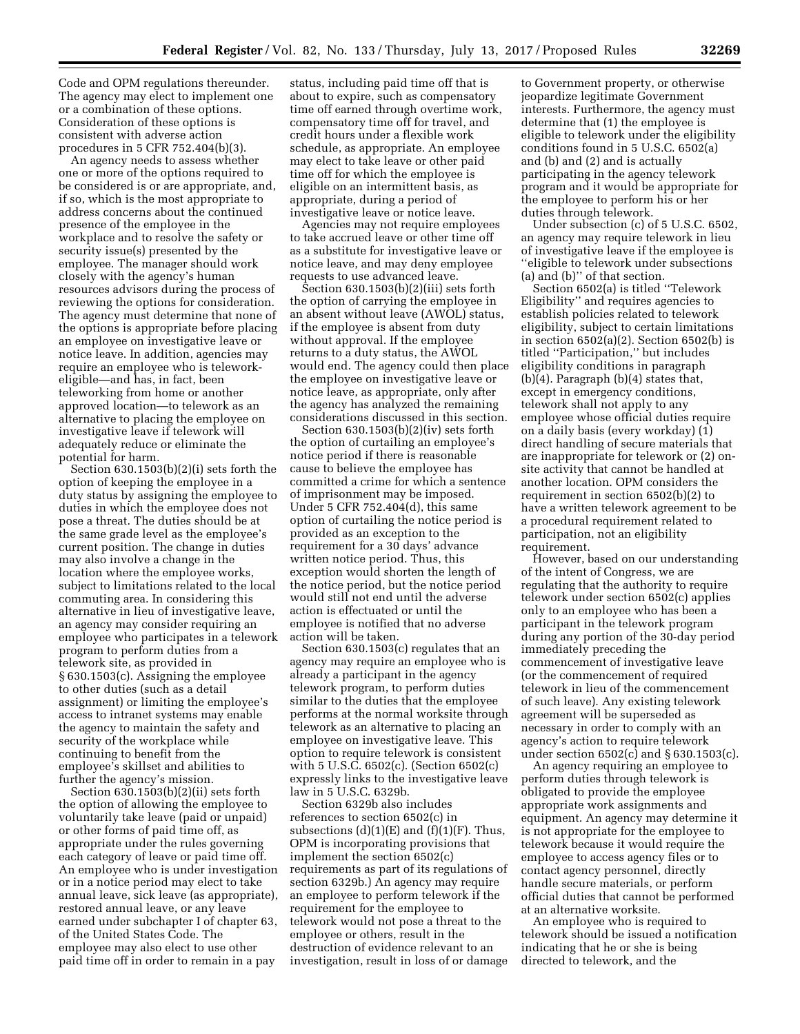Code and OPM regulations thereunder. The agency may elect to implement one or a combination of these options. Consideration of these options is consistent with adverse action procedures in 5 CFR 752.404(b)(3).

An agency needs to assess whether one or more of the options required to be considered is or are appropriate, and, if so, which is the most appropriate to address concerns about the continued presence of the employee in the workplace and to resolve the safety or security issue(s) presented by the employee. The manager should work closely with the agency's human resources advisors during the process of reviewing the options for consideration. The agency must determine that none of the options is appropriate before placing an employee on investigative leave or notice leave. In addition, agencies may require an employee who is telework-eligible—and has, in fact, been teleworking from home or another approved location—to telework as an alternative to placing the employee on investigative leave if telework will adequately reduce or eliminate the potential for harm.

Section 630.1503(b)(2)(i) sets forth the option of keeping the employee in a duty status by assigning the employee to duties in which the employee does not pose a threat. The duties should be at the same grade level as the employee's current position. The change in duties may also involve a change in the location where the employee works, subject to limitations related to the local commuting area. In considering this alternative in lieu of investigative leave, an agency may consider requiring an employee who participates in a telework program to perform duties from a telework site, as provided in § 630.1503(c). Assigning the employee to other duties (such as a detail assignment) or limiting the employee's access to intranet systems may enable the agency to maintain the safety and security of the workplace while continuing to benefit from the employee's skillset and abilities to further the agency's mission.

Section 630.1503(b)(2)(ii) sets forth the option of allowing the employee to voluntarily take leave (paid or unpaid) or other forms of paid time off, as appropriate under the rules governing each category of leave or paid time off. An employee who is under investigation or in a notice period may elect to take annual leave, sick leave (as appropriate), restored annual leave, or any leave earned under subchapter I of chapter 63, of the United States Code. The employee may also elect to use other paid time off in order to remain in a pay status, including paid time off that is about to expire, such as compensatory time off earned through overtime work, compensatory time off for travel, and credit hours under a flexible work schedule, as appropriate. An employee may elect to take leave or other paid time off for which the employee is eligible on an intermittent basis, as appropriate, during a period of investigative leave or notice leave.

Agencies may not require employees to take accrued leave or other time off as a substitute for investigative leave or notice leave, and may deny employee requests to use advanced leave.

Section 630.1503(b)(2)(iii) sets forth the option of carrying the employee in an absent without leave (AWOL) status, if the employee is absent from duty without approval. If the employee returns to a duty status, the AWOL would end. The agency could then place the employee on investigative leave or notice leave, as appropriate, only after the agency has analyzed the remaining considerations discussed in this section.

Section 630.1503(b)(2)(iv) sets forth the option of curtailing an employee's notice period if there is reasonable cause to believe the employee has committed a crime for which a sentence of imprisonment may be imposed. Under 5 CFR 752.404(d), this same option of curtailing the notice period is provided as an exception to the requirement for a 30 days' advance written notice period. Thus, this exception would shorten the length of the notice period, but the notice period would still not end until the adverse action is effectuated or until the employee is notified that no adverse action will be taken.

Section 630.1503(c) regulates that an agency may require an employee who is already a participant in the agency telework program, to perform duties similar to the duties that the employee performs at the normal worksite through telework as an alternative to placing an employee on investigative leave. This option to require telework is consistent with 5 U.S.C. 6502(c). (Section 6502(c) expressly links to the investigative leave law in 5 U.S.C. 6329b.

Section 6329b also includes references to section 6502(c) in subsections (d)(1)(E) and (f)(1)(F). Thus, OPM is incorporating provisions that implement the section 6502(c) requirements as part of its regulations of section 6329b.) An agency may require an employee to perform telework if the requirement for the employee to telework would not pose a threat to the employee or others, result in the destruction of evidence relevant to an investigation, result in loss of or damage to Government property, or otherwise jeopardize legitimate Government interests. Furthermore, the agency must determine that (1) the employee is eligible to telework under the eligibility conditions found in 5 U.S.C. 6502(a) and (b) and (2) and is actually participating in the agency telework program and it would be appropriate for the employee to perform his or her duties through telework.

Under subsection (c) of 5 U.S.C. 6502, an agency may require telework in lieu of investigative leave if the employee is "eligible to telework under subsections (a) and (b)" of that section.

Section 6502(a) is titled "Telework Eligibility" and requires agencies to establish policies related to telework eligibility, subject to certain limitations in section 6502(a)(2). Section 6502(b) is titled "Participation," but includes eligibility conditions in paragraph (b)(4). Paragraph (b)(4) states that, except in emergency conditions, telework shall not apply to any employee whose official duties require on a daily basis (every workday) (1) direct handling of secure materials that are inappropriate for telework or (2) on-site activity that cannot be handled at another location. OPM considers the requirement in section 6502(b)(2) to have a written telework agreement to be a procedural requirement related to participation, not an eligibility requirement.

However, based on our understanding of the intent of Congress, we are regulating that the authority to require telework under section 6502(c) applies only to an employee who has been a participant in the telework program during any portion of the 30-day period immediately preceding the commencement of investigative leave (or the commencement of required telework in lieu of the commencement of such leave). Any existing telework agreement will be superseded as necessary in order to comply with an agency's action to require telework under section 6502(c) and § 630.1503(c).

An agency requiring an employee to perform duties through telework is obligated to provide the employee appropriate work assignments and equipment. An agency may determine it is not appropriate for the employee to telework because it would require the employee to access agency files or to contact agency personnel, directly handle secure materials, or perform official duties that cannot be performed at an alternative worksite.

An employee who is required to telework should be issued a notification indicating that he or she is being directed to telework, and the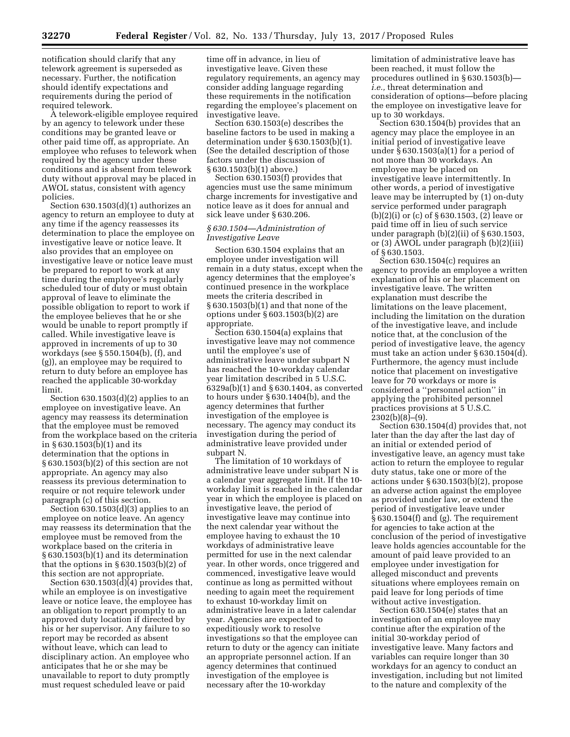notification should clarify that any telework agreement is superseded as necessary. Further, the notification should identify expectations and requirements during the period of required telework.

A telework-eligible employee required by an agency to telework under these conditions may be granted leave or other paid time off, as appropriate. An employee who refuses to telework when required by the agency under these conditions and is absent from telework duty without approval may be placed in AWOL status, consistent with agency policies.

Section 630.1503(d)(1) authorizes an agency to return an employee to duty at any time if the agency reassesses its determination to place the employee on investigative leave or notice leave. It also provides that an employee on investigative leave or notice leave must be prepared to report to work at any time during the employee's regularly scheduled tour of duty or must obtain approval of leave to eliminate the possible obligation to report to work if the employee believes that he or she would be unable to report promptly if called. While investigative leave is approved in increments of up to 30 workdays (see § 550.1504(b), (f), and (g)), an employee may be required to return to duty before an employee has reached the applicable 30-workday limit.

Section 630.1503(d)(2) applies to an employee on investigative leave. An agency may reassess its determination that the employee must be removed from the workplace based on the criteria in § 630.1503(b)(1) and its determination that the options in § 630.1503(b)(2) of this section are not appropriate. An agency may also reassess its previous determination to require or not require telework under paragraph (c) of this section.

Section 630.1503(d)(3) applies to an employee on notice leave. An agency may reassess its determination that the employee must be removed from the workplace based on the criteria in § 630.1503(b)(1) and its determination that the options in § 630.1503(b)(2) of this section are not appropriate.

Section 630.1503(d)(4) provides that, while an employee is on investigative leave or notice leave, the employee has an obligation to report promptly to an approved duty location if directed by his or her supervisor. Any failure to so report may be recorded as absent without leave, which can lead to disciplinary action. An employee who anticipates that he or she may be unavailable to report to duty promptly must request scheduled leave or paid time off in advance, in lieu of investigative leave. Given these regulatory requirements, an agency may consider adding language regarding these requirements in the notification regarding the employee's placement on investigative leave.

Section 630.1503(e) describes the baseline factors to be used in making a determination under § 630.1503(b)(1). (See the detailed description of those factors under the discussion of § 630.1503(b)(1) above.)

Section 630.1503(f) provides that agencies must use the same minimum charge increments for investigative and notice leave as it does for annual and sick leave under § 630.206.

### *§ 630.1504—Administration of Investigative Leave*

Section 630.1504 explains that an employee under investigation will remain in a duty status, except when the agency determines that the employee's continued presence in the workplace meets the criteria described in § 630.1503(b)(1) and that none of the options under § 603.1503(b)(2) are appropriate.

Section 630.1504(a) explains that investigative leave may not commence until the employee's use of administrative leave under subpart N has reached the 10-workday calendar year limitation described in 5 U.S.C. 6329a(b)(1) and § 630.1404, as converted to hours under § 630.1404(b), and the agency determines that further investigation of the employee is necessary. The agency may conduct its investigation during the period of administrative leave provided under subpart N.

The limitation of 10 workdays of administrative leave under subpart N is a calendar year aggregate limit. If the 10-workday limit is reached in the calendar year in which the employee is placed on investigative leave, the period of investigative leave may continue into the next calendar year without the employee having to exhaust the 10 workdays of administrative leave permitted for use in the next calendar year. In other words, once triggered and commenced, investigative leave would continue as long as permitted without needing to again meet the requirement to exhaust 10-workday limit on administrative leave in a later calendar year. Agencies are expected to expeditiously work to resolve investigations so that the employee can return to duty or the agency can initiate an appropriate personnel action. If an agency determines that continued investigation of the employee is necessary after the 10-workday limitation of administrative leave has been reached, it must follow the procedures outlined in § 630.1503(b)—*i.e.,* threat determination and consideration of options—before placing the employee on investigative leave for up to 30 workdays.

Section 630.1504(b) provides that an agency may place the employee in an initial period of investigative leave under § 630.1503(a)(1) for a period of not more than 30 workdays. An employee may be placed on investigative leave intermittently. In other words, a period of investigative leave may be interrupted by (1) on-duty service performed under paragraph (b)(2)(i) or (c) of § 630.1503, (2) leave or paid time off in lieu of such service under paragraph (b)(2)(ii) of § 630.1503, or (3) AWOL under paragraph (b)(2)(iii) of § 630.1503.

Section 630.1504(c) requires an agency to provide an employee a written explanation of his or her placement on investigative leave. The written explanation must describe the limitations on the leave placement, including the limitation on the duration of the investigative leave, and include notice that, at the conclusion of the period of investigative leave, the agency must take an action under § 630.1504(d). Furthermore, the agency must include notice that placement on investigative leave for 70 workdays or more is considered a ''personnel action'' in applying the prohibited personnel practices provisions at 5 U.S.C. 2302(b)(8)–(9).

Section 630.1504(d) provides that, not later than the day after the last day of an initial or extended period of investigative leave, an agency must take action to return the employee to regular duty status, take one or more of the actions under § 630.1503(b)(2), propose an adverse action against the employee as provided under law, or extend the period of investigative leave under § 630.1504(f) and (g). The requirement for agencies to take action at the conclusion of the period of investigative leave holds agencies accountable for the amount of paid leave provided to an employee under investigation for alleged misconduct and prevents situations where employees remain on paid leave for long periods of time without active investigation.

Section 630.1504(e) states that an investigation of an employee may continue after the expiration of the initial 30-workday period of investigative leave. Many factors and variables can require longer than 30 workdays for an agency to conduct an investigation, including but not limited to the nature and complexity of the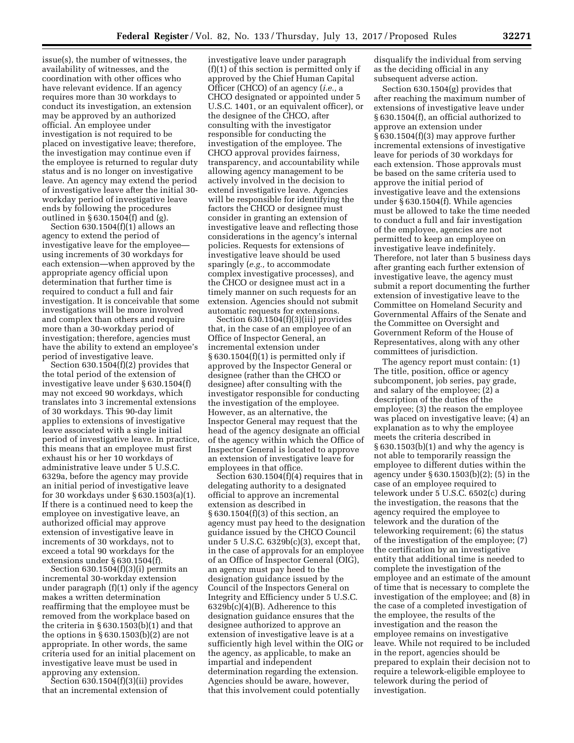issue(s), the number of witnesses, the availability of witnesses, and the coordination with other offices who have relevant evidence. If an agency requires more than 30 workdays to conduct its investigation, an extension may be approved by an authorized official. An employee under investigation is not required to be placed on investigative leave; therefore, the investigation may continue even if the employee is returned to regular duty status and is no longer on investigative leave. An agency may extend the period of investigative leave after the initial 30-workday period of investigative leave ends by following the procedures outlined in § 630.1504(f) and (g).

Section 630.1504(f)(1) allows an agency to extend the period of investigative leave for the employee—using increments of 30 workdays for each extension—when approved by the appropriate agency official upon determination that further time is required to conduct a full and fair investigation. It is conceivable that some investigations will be more involved and complex than others and require more than a 30-workday period of investigation; therefore, agencies must have the ability to extend an employee's period of investigative leave.

Section 630.1504(f)(2) provides that the total period of the extension of investigative leave under § 630.1504(f) may not exceed 90 workdays, which translates into 3 incremental extensions of 30 workdays. This 90-day limit applies to extensions of investigative leave associated with a single initial period of investigative leave. In practice, this means that an employee must first exhaust his or her 10 workdays of administrative leave under 5 U.S.C. 6329a, before the agency may provide an initial period of investigative leave for 30 workdays under § 630.1503(a)(1). If there is a continued need to keep the employee on investigative leave, an authorized official may approve extension of investigative leave in increments of 30 workdays, not to exceed a total 90 workdays for the extensions under § 630.1504(f).

Section 630.1504(f)(3)(i) permits an incremental 30-workday extension under paragraph (f)(1) only if the agency makes a written determination reaffirming that the employee must be removed from the workplace based on the criteria in § 630.1503(b)(1) and that the options in § 630.1503(b)(2) are not appropriate. In other words, the same criteria used for an initial placement on investigative leave must be used in approving any extension.

Section 630.1504(f)(3)(ii) provides that an incremental extension of investigative leave under paragraph (f)(1) of this section is permitted only if approved by the Chief Human Capital Officer (CHCO) of an agency (*i.e.,* a CHCO designated or appointed under 5 U.S.C. 1401, or an equivalent officer), or the designee of the CHCO, after consulting with the investigator responsible for conducting the investigation of the employee. The CHCO approval provides fairness, transparency, and accountability while allowing agency management to be actively involved in the decision to extend investigative leave. Agencies will be responsible for identifying the factors the CHCO or designee must consider in granting an extension of investigative leave and reflecting those considerations in the agency's internal policies. Requests for extensions of investigative leave should be used sparingly (*e.g.,* to accommodate complex investigative processes), and the CHCO or designee must act in a timely manner on such requests for an extension. Agencies should not submit automatic requests for extensions.

Section 630.1504(f)(3)(iii) provides that, in the case of an employee of an Office of Inspector General, an incremental extension under § 630.1504(f)(1) is permitted only if approved by the Inspector General or designee (rather than the CHCO or designee) after consulting with the investigator responsible for conducting the investigation of the employee. However, as an alternative, the Inspector General may request that the head of the agency designate an official of the agency within which the Office of Inspector General is located to approve an extension of investigative leave for employees in that office.

Section 630.1504(f)(4) requires that in delegating authority to a designated official to approve an incremental extension as described in § 630.1504(f)(3) of this section, an agency must pay heed to the designation guidance issued by the CHCO Council under 5 U.S.C. 6329b(c)(3), except that, in the case of approvals for an employee of an Office of Inspector General (OIG), an agency must pay heed to the designation guidance issued by the Council of the Inspectors General on Integrity and Efficiency under 5 U.S.C. 6329b(c)(4)(B). Adherence to this designation guidance ensures that the designee authorized to approve an extension of investigative leave is at a sufficiently high level within the OIG or the agency, as applicable, to make an impartial and independent determination regarding the extension. Agencies should be aware, however, that this involvement could potentially disqualify the individual from serving as the deciding official in any subsequent adverse action.

Section 630.1504(g) provides that after reaching the maximum number of extensions of investigative leave under § 630.1504(f), an official authorized to approve an extension under § 630.1504(f)(3) may approve further incremental extensions of investigative leave for periods of 30 workdays for each extension. Those approvals must be based on the same criteria used to approve the initial period of investigative leave and the extensions under § 630.1504(f). While agencies must be allowed to take the time needed to conduct a full and fair investigation of the employee, agencies are not permitted to keep an employee on investigative leave indefinitely. Therefore, not later than 5 business days after granting each further extension of investigative leave, the agency must submit a report documenting the further extension of investigative leave to the Committee on Homeland Security and Governmental Affairs of the Senate and the Committee on Oversight and Government Reform of the House of Representatives, along with any other committees of jurisdiction.

The agency report must contain: (1) The title, position, office or agency subcomponent, job series, pay grade, and salary of the employee; (2) a description of the duties of the employee; (3) the reason the employee was placed on investigative leave; (4) an explanation as to why the employee meets the criteria described in § 630.1503(b)(1) and why the agency is not able to temporarily reassign the employee to different duties within the agency under § 630.1503(b)(2); (5) in the case of an employee required to telework under 5 U.S.C. 6502(c) during the investigation, the reasons that the agency required the employee to telework and the duration of the teleworking requirement; (6) the status of the investigation of the employee; (7) the certification by an investigative entity that additional time is needed to complete the investigation of the employee and an estimate of the amount of time that is necessary to complete the investigation of the employee; and (8) in the case of a completed investigation of the employee, the results of the investigation and the reason the employee remains on investigative leave. While not required to be included in the report, agencies should be prepared to explain their decision not to require a telework-eligible employee to telework during the period of investigation.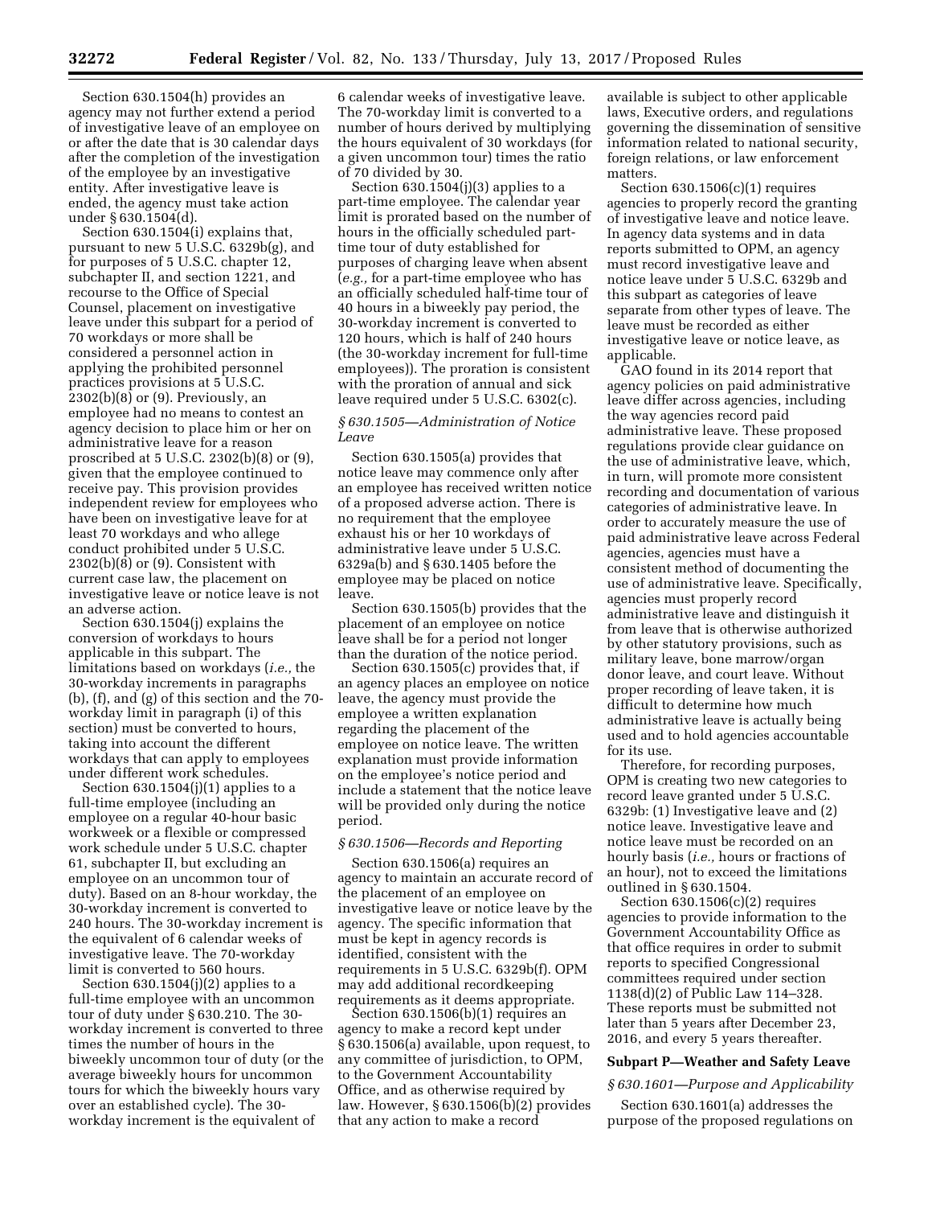Section 630.1504(h) provides an agency may not further extend a period of investigative leave of an employee on or after the date that is 30 calendar days after the completion of the investigation of the employee by an investigative entity. After investigative leave is ended, the agency must take action under § 630.1504(d).

Section 630.1504(i) explains that, pursuant to new 5 U.S.C. 6329b(g), and for purposes of 5 U.S.C. chapter 12, subchapter II, and section 1221, and recourse to the Office of Special Counsel, placement on investigative leave under this subpart for a period of 70 workdays or more shall be considered a personnel action in applying the prohibited personnel practices provisions at 5 U.S.C. 2302(b)(8) or (9). Previously, an employee had no means to contest an agency decision to place him or her on administrative leave for a reason proscribed at 5 U.S.C. 2302(b)(8) or (9), given that the employee continued to receive pay. This provision provides independent review for employees who have been on investigative leave for at least 70 workdays and who allege conduct prohibited under 5 U.S.C. 2302(b)(8) or (9). Consistent with current case law, the placement on investigative leave or notice leave is not an adverse action.

Section 630.1504(j) explains the conversion of workdays to hours applicable in this subpart. The limitations based on workdays (*i.e.,* the 30-workday increments in paragraphs (b), (f), and (g) of this section and the 70-workday limit in paragraph (i) of this section) must be converted to hours, taking into account the different workdays that can apply to employees under different work schedules.

Section 630.1504(j)(1) applies to a full-time employee (including an employee on a regular 40-hour basic workweek or a flexible or compressed work schedule under 5 U.S.C. chapter 61, subchapter II, but excluding an employee on an uncommon tour of duty). Based on an 8-hour workday, the 30-workday increment is converted to 240 hours. The 30-workday increment is the equivalent of 6 calendar weeks of investigative leave. The 70-workday limit is converted to 560 hours.

Section 630.1504(j)(2) applies to a full-time employee with an uncommon tour of duty under § 630.210. The 30-workday increment is converted to three times the number of hours in the biweekly uncommon tour of duty (or the average biweekly hours for uncommon tours for which the biweekly hours vary over an established cycle). The 30-workday increment is the equivalent of 6 calendar weeks of investigative leave. The 70-workday limit is converted to a number of hours derived by multiplying the hours equivalent of 30 workdays (for a given uncommon tour) times the ratio of 70 divided by 30.

Section 630.1504(j)(3) applies to a part-time employee. The calendar year limit is prorated based on the number of hours in the officially scheduled part-time tour of duty established for purposes of charging leave when absent (*e.g.,* for a part-time employee who has an officially scheduled half-time tour of 40 hours in a biweekly pay period, the 30-workday increment is converted to 120 hours, which is half of 240 hours (the 30-workday increment for full-time employees)). The proration is consistent with the proration of annual and sick leave required under 5 U.S.C. 6302(c).

*§ 630.1505—Administration of Notice Leave*

Section 630.1505(a) provides that notice leave may commence only after an employee has received written notice of a proposed adverse action. There is no requirement that the employee exhaust his or her 10 workdays of administrative leave under 5 U.S.C. 6329a(b) and § 630.1405 before the employee may be placed on notice leave.

Section 630.1505(b) provides that the placement of an employee on notice leave shall be for a period not longer than the duration of the notice period.

Section 630.1505(c) provides that, if an agency places an employee on notice leave, the agency must provide the employee a written explanation regarding the placement of the employee on notice leave. The written explanation must provide information on the employee's notice period and include a statement that the notice leave will be provided only during the notice period.

*§ 630.1506—Records and Reporting*

Section 630.1506(a) requires an agency to maintain an accurate record of the placement of an employee on investigative leave or notice leave by the agency. The specific information that must be kept in agency records is identified, consistent with the requirements in 5 U.S.C. 6329b(f). OPM may add additional recordkeeping requirements as it deems appropriate.

Section 630.1506(b)(1) requires an agency to make a record kept under § 630.1506(a) available, upon request, to any committee of jurisdiction, to OPM, to the Government Accountability Office, and as otherwise required by law. However, § 630.1506(b)(2) provides that any action to make a record available is subject to other applicable laws, Executive orders, and regulations governing the dissemination of sensitive information related to national security, foreign relations, or law enforcement matters.

Section 630.1506(c)(1) requires agencies to properly record the granting of investigative leave and notice leave. In agency data systems and in data reports submitted to OPM, an agency must record investigative leave and notice leave under 5 U.S.C. 6329b and this subpart as categories of leave separate from other types of leave. The leave must be recorded as either investigative leave or notice leave, as applicable.

GAO found in its 2014 report that agency policies on paid administrative leave differ across agencies, including the way agencies record paid administrative leave. These proposed regulations provide clear guidance on the use of administrative leave, which, in turn, will promote more consistent recording and documentation of various categories of administrative leave. In order to accurately measure the use of paid administrative leave across Federal agencies, agencies must have a consistent method of documenting the use of administrative leave. Specifically, agencies must properly record administrative leave and distinguish it from leave that is otherwise authorized by other statutory provisions, such as military leave, bone marrow/organ donor leave, and court leave. Without proper recording of leave taken, it is difficult to determine how much administrative leave is actually being used and to hold agencies accountable for its use.

Therefore, for recording purposes, OPM is creating two new categories to record leave granted under 5 U.S.C. 6329b: (1) Investigative leave and (2) notice leave. Investigative leave and notice leave must be recorded on an hourly basis (*i.e.,* hours or fractions of an hour), not to exceed the limitations outlined in § 630.1504.

Section 630.1506(c)(2) requires agencies to provide information to the Government Accountability Office as that office requires in order to submit reports to specified Congressional committees required under section 1138(d)(2) of Public Law 114–328. These reports must be submitted not later than 5 years after December 23, 2016, and every 5 years thereafter.

**Subpart P—Weather and Safety Leave**

*§ 630.1601—Purpose and Applicability*

Section 630.1601(a) addresses the purpose of the proposed regulations on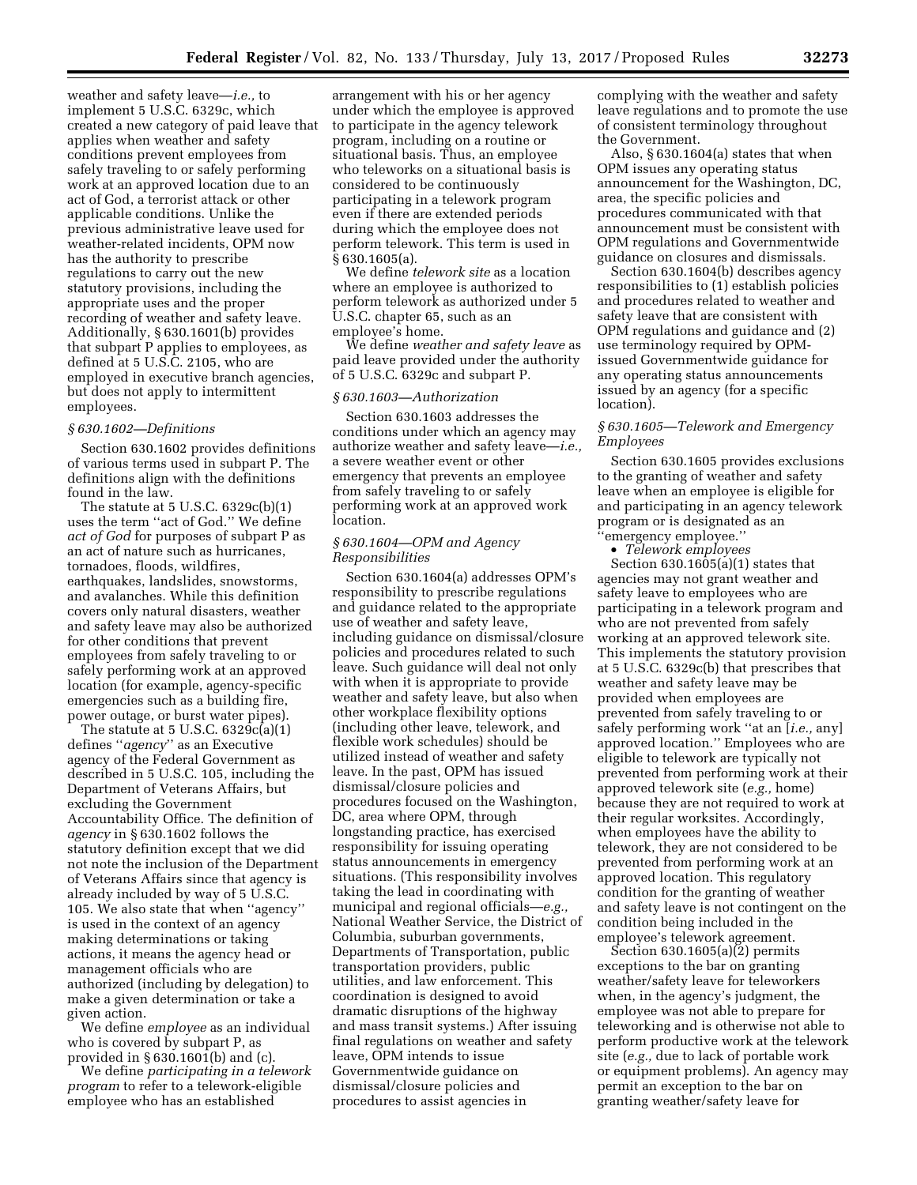weather and safety leave—*i.e.,* to implement 5 U.S.C. 6329c, which created a new category of paid leave that applies when weather and safety conditions prevent employees from safely traveling to or safely performing work at an approved location due to an act of God, a terrorist attack or other applicable conditions. Unlike the previous administrative leave used for weather-related incidents, OPM now has the authority to prescribe regulations to carry out the new statutory provisions, including the appropriate uses and the proper recording of weather and safety leave. Additionally, § 630.1601(b) provides that subpart P applies to employees, as defined at 5 U.S.C. 2105, who are employed in executive branch agencies, but does not apply to intermittent employees.

### *§ 630.1602—Definitions*

Section 630.1602 provides definitions of various terms used in subpart P. The definitions align with the definitions found in the law.

The statute at 5 U.S.C. 6329c(b)(1) uses the term ''act of God.'' We define *act of God* for purposes of subpart P as an act of nature such as hurricanes, tornadoes, floods, wildfires, earthquakes, landslides, snowstorms, and avalanches. While this definition covers only natural disasters, weather and safety leave may also be authorized for other conditions that prevent employees from safely traveling to or safely performing work at an approved location (for example, agency-specific emergencies such as a building fire, power outage, or burst water pipes).

The statute at 5 U.S.C. 6329c(a)(1) defines ''*agency*'' as an Executive agency of the Federal Government as described in 5 U.S.C. 105, including the Department of Veterans Affairs, but excluding the Government Accountability Office. The definition of *agency* in § 630.1602 follows the statutory definition except that we did not note the inclusion of the Department of Veterans Affairs since that agency is already included by way of 5 U.S.C. 105. We also state that when ''agency'' is used in the context of an agency making determinations or taking actions, it means the agency head or management officials who are authorized (including by delegation) to make a given determination or take a given action.

We define *employee* as an individual who is covered by subpart P, as provided in § 630.1601(b) and (c).

We define *participating in a telework program* to refer to a telework-eligible employee who has an established arrangement with his or her agency under which the employee is approved to participate in the agency telework program, including on a routine or situational basis. Thus, an employee who teleworks on a situational basis is considered to be continuously participating in a telework program even if there are extended periods during which the employee does not perform telework. This term is used in § 630.1605(a).

We define *telework site* as a location where an employee is authorized to perform telework as authorized under 5 U.S.C. chapter 65, such as an employee's home.

We define *weather and safety leave* as paid leave provided under the authority of 5 U.S.C. 6329c and subpart P.

### *§ 630.1603—Authorization*

Section 630.1603 addresses the conditions under which an agency may authorize weather and safety leave—*i.e.,* a severe weather event or other emergency that prevents an employee from safely traveling to or safely performing work at an approved work location.

### *§ 630.1604—OPM and Agency Responsibilities*

Section 630.1604(a) addresses OPM's responsibility to prescribe regulations and guidance related to the appropriate use of weather and safety leave, including guidance on dismissal/closure policies and procedures related to such leave. Such guidance will deal not only with when it is appropriate to provide weather and safety leave, but also when other workplace flexibility options (including other leave, telework, and flexible work schedules) should be utilized instead of weather and safety leave. In the past, OPM has issued dismissal/closure policies and procedures focused on the Washington, DC, area where OPM, through longstanding practice, has exercised responsibility for issuing operating status announcements in emergency situations. (This responsibility involves taking the lead in coordinating with municipal and regional officials—*e.g.,* National Weather Service, the District of Columbia, suburban governments, Departments of Transportation, public transportation providers, public utilities, and law enforcement. This coordination is designed to avoid dramatic disruptions of the highway and mass transit systems.) After issuing final regulations on weather and safety leave, OPM intends to issue Governmentwide guidance on dismissal/closure policies and procedures to assist agencies in complying with the weather and safety leave regulations and to promote the use of consistent terminology throughout the Government.

Also, § 630.1604(a) states that when OPM issues any operating status announcement for the Washington, DC, area, the specific policies and procedures communicated with that announcement must be consistent with OPM regulations and Governmentwide guidance on closures and dismissals.

Section 630.1604(b) describes agency responsibilities to (1) establish policies and procedures related to weather and safety leave that are consistent with OPM regulations and guidance and (2) use terminology required by OPM-issued Governmentwide guidance for any operating status announcements issued by an agency (for a specific location).

### *§ 630.1605—Telework and Emergency Employees*

Section 630.1605 provides exclusions to the granting of weather and safety leave when an employee is eligible for and participating in an agency telework program or is designated as an ''emergency employee.''

- *Telework employees*

Section 630.1605(a)(1) states that agencies may not grant weather and safety leave to employees who are participating in a telework program and who are not prevented from safely working at an approved telework site. This implements the statutory provision at 5 U.S.C. 6329c(b) that prescribes that weather and safety leave may be provided when employees are prevented from safely traveling to or safely performing work ''at an [*i.e.,* any] approved location.'' Employees who are eligible to telework are typically not prevented from performing work at their approved telework site (*e.g.,* home) because they are not required to work at their regular worksites. Accordingly, when employees have the ability to telework, they are not considered to be prevented from performing work at an approved location. This regulatory condition for the granting of weather and safety leave is not contingent on the condition being included in the employee's telework agreement.

Section 630.1605(a)(2) permits exceptions to the bar on granting weather/safety leave for teleworkers when, in the agency's judgment, the employee was not able to prepare for teleworking and is otherwise not able to perform productive work at the telework site (*e.g.,* due to lack of portable work or equipment problems). An agency may permit an exception to the bar on granting weather/safety leave for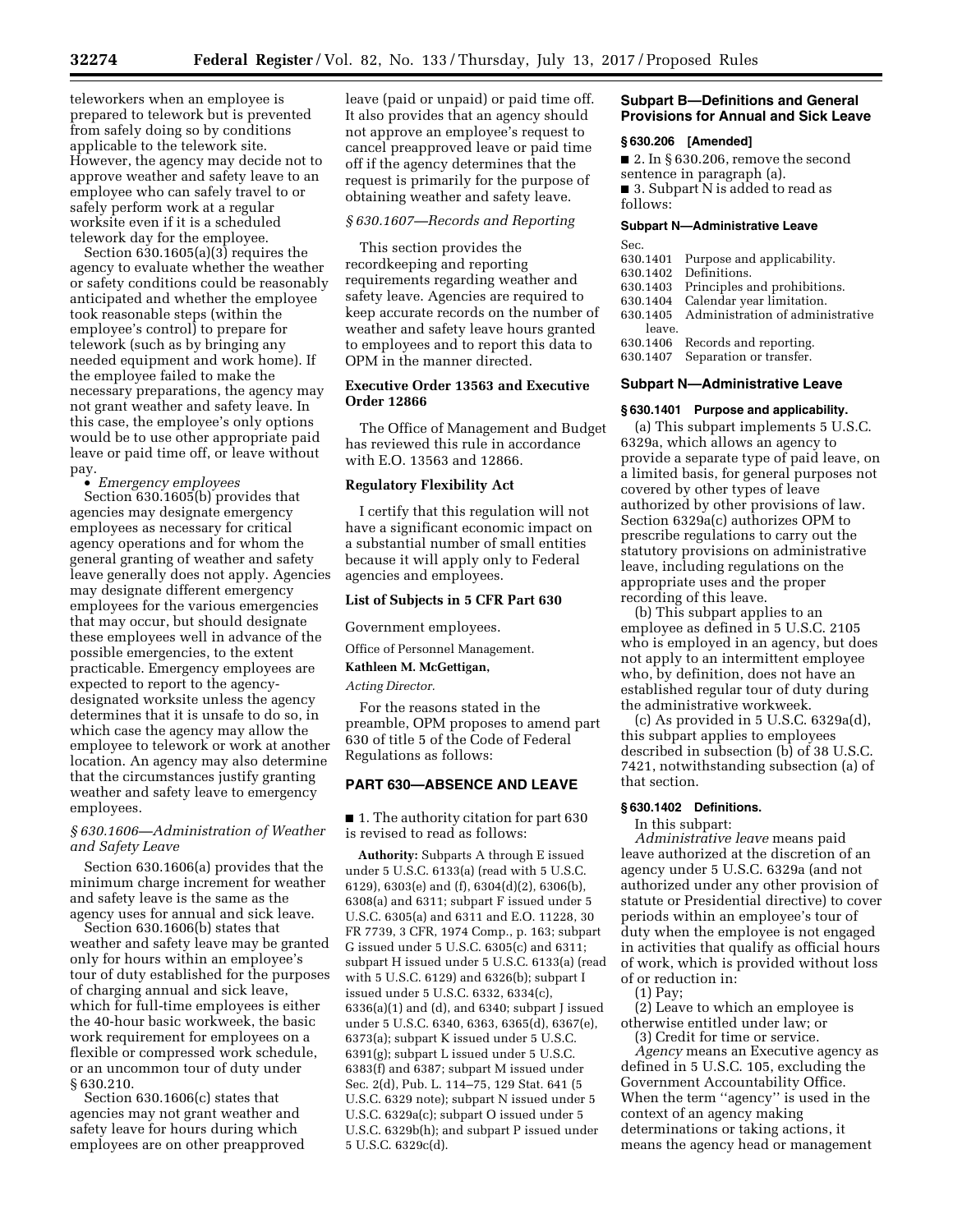teleworkers when an employee is prepared to telework but is prevented from safely doing so by conditions applicable to the telework site. However, the agency may decide not to approve weather and safety leave to an employee who can safely travel to or safely perform work at a regular worksite even if it is a scheduled telework day for the employee.

Section 630.1605(a)(3) requires the agency to evaluate whether the weather or safety conditions could be reasonably anticipated and whether the employee took reasonable steps (within the employee's control) to prepare for telework (such as by bringing any needed equipment and work home). If the employee failed to make the necessary preparations, the agency may not grant weather and safety leave. In this case, the employee's only options would be to use other appropriate paid leave or paid time off, or leave without pay.

- *Emergency employees*

Section 630.1605(b) provides that agencies may designate emergency employees as necessary for critical agency operations and for whom the general granting of weather and safety leave generally does not apply. Agencies may designate different emergency employees for the various emergencies that may occur, but should designate these employees well in advance of the possible emergencies, to the extent practicable. Emergency employees are expected to report to the agency-designated worksite unless the agency determines that it is unsafe to do so, in which case the agency may allow the employee to telework or work at another location. An agency may also determine that the circumstances justify granting weather and safety leave to emergency employees.

*§ 630.1606—Administration of Weather and Safety Leave*

Section 630.1606(a) provides that the minimum charge increment for weather and safety leave is the same as the agency uses for annual and sick leave.

Section 630.1606(b) states that weather and safety leave may be granted only for hours within an employee's tour of duty established for the purposes of charging annual and sick leave, which for full-time employees is either the 40-hour basic workweek, the basic work requirement for employees on a flexible or compressed work schedule, or an uncommon tour of duty under § 630.210.

Section 630.1606(c) states that agencies may not grant weather and safety leave for hours during which employees are on other preapproved leave (paid or unpaid) or paid time off. It also provides that an agency should not approve an employee's request to cancel preapproved leave or paid time off if the agency determines that the request is primarily for the purpose of obtaining weather and safety leave.

*§ 630.1607—Records and Reporting*

This section provides the recordkeeping and reporting requirements regarding weather and safety leave. Agencies are required to keep accurate records on the number of weather and safety leave hours granted to employees and to report this data to OPM in the manner directed.

**Executive Order 13563 and Executive Order 12866**

The Office of Management and Budget has reviewed this rule in accordance with E.O. 13563 and 12866.

**Regulatory Flexibility Act**

I certify that this regulation will not have a significant economic impact on a substantial number of small entities because it will apply only to Federal agencies and employees.

**List of Subjects in 5 CFR Part 630**

Government employees.

Office of Personnel Management.

**Kathleen M. McGettigan,**

*Acting Director.*

For the reasons stated in the preamble, OPM proposes to amend part 630 of title 5 of the Code of Federal Regulations as follows:

## PART 630—ABSENCE AND LEAVE

■ 1. The authority citation for part 630 is revised to read as follows:

**Authority:** Subparts A through E issued under 5 U.S.C. 6133(a) (read with 5 U.S.C. 6129), 6303(e) and (f), 6304(d)(2), 6306(b), 6308(a) and 6311; subpart F issued under 5 U.S.C. 6305(a) and 6311 and E.O. 11228, 30 FR 7739, 3 CFR, 1974 Comp., p. 163; subpart G issued under 5 U.S.C. 6305(c) and 6311; subpart H issued under 5 U.S.C. 6133(a) (read with 5 U.S.C. 6129) and 6326(b); subpart I issued under 5 U.S.C. 6332, 6334(c), 6336(a)(1) and (d), and 6340; subpart J issued under 5 U.S.C. 6340, 6363, 6365(d), 6367(e), 6373(a); subpart K issued under 5 U.S.C. 6391(g); subpart L issued under 5 U.S.C. 6383(f) and 6387; subpart M issued under Sec. 2(d), Pub. L. 114–75, 129 Stat. 641 (5 U.S.C. 6329 note); subpart N issued under 5 U.S.C. 6329a(c); subpart O issued under 5 U.S.C. 6329b(h); and subpart P issued under 5 U.S.C. 6329c(d).

### Subpart B—Definitions and General Provisions for Annual and Sick Leave

#### § 630.206 [Amended]

■ 2. In § 630.206, remove the second sentence in paragraph (a).

■ 3. Subpart N is added to read as follows:

#### Subpart N—Administrative Leave

Sec.
630.1401 Purpose and applicability.
630.1402 Definitions.
630.1403 Principles and prohibitions.
630.1404 Calendar year limitation.
630.1405 Administration of administrative leave.
630.1406 Records and reporting.
630.1407 Separation or transfer.

### Subpart N—Administrative Leave

#### § 630.1401 Purpose and applicability.

(a) This subpart implements 5 U.S.C. 6329a, which allows an agency to provide a separate type of paid leave, on a limited basis, for general purposes not covered by other types of leave authorized by other provisions of law. Section 6329a(c) authorizes OPM to prescribe regulations to carry out the statutory provisions on administrative leave, including regulations on the appropriate uses and the proper recording of this leave.

(b) This subpart applies to an employee as defined in 5 U.S.C. 2105 who is employed in an agency, but does not apply to an intermittent employee who, by definition, does not have an established regular tour of duty during the administrative workweek.

(c) As provided in 5 U.S.C. 6329a(d), this subpart applies to employees described in subsection (b) of 38 U.S.C. 7421, notwithstanding subsection (a) of that section.

#### § 630.1402 Definitions.

In this subpart:

*Administrative leave* means paid leave authorized at the discretion of an agency under 5 U.S.C. 6329a (and not authorized under any other provision of statute or Presidential directive) to cover periods within an employee's tour of duty when the employee is not engaged in activities that qualify as official hours of work, which is provided without loss of or reduction in:

(1) Pay;

(2) Leave to which an employee is otherwise entitled under law; or

(3) Credit for time or service.

*Agency* means an Executive agency as defined in 5 U.S.C. 105, excluding the Government Accountability Office. When the term ''agency'' is used in the context of an agency making determinations or taking actions, it means the agency head or management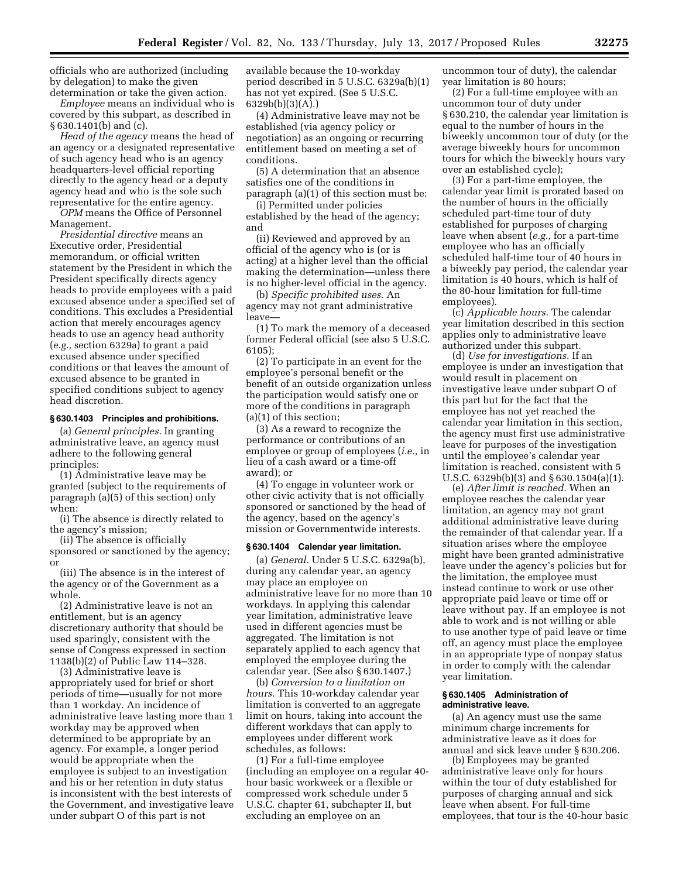officials who are authorized (including by delegation) to make the given determination or take the given action.

*Employee* means an individual who is covered by this subpart, as described in § 630.1401(b) and (c).

*Head of the agency* means the head of an agency or a designated representative of such agency head who is an agency headquarters-level official reporting directly to the agency head or a deputy agency head and who is the sole such representative for the entire agency.

*OPM* means the Office of Personnel Management.

*Presidential directive* means an Executive order, Presidential memorandum, or official written statement by the President in which the President specifically directs agency heads to provide employees with a paid excused absence under a specified set of conditions. This excludes a Presidential action that merely encourages agency heads to use an agency head authority (*e.g.,* section 6329a) to grant a paid excused absence under specified conditions or that leaves the amount of excused absence to be granted in specified conditions subject to agency head discretion.

### § 630.1403 Principles and prohibitions.

(a) *General principles.* In granting administrative leave, an agency must adhere to the following general principles:

(1) Administrative leave may be granted (subject to the requirements of paragraph (a)(5) of this section) only when:

(i) The absence is directly related to the agency's mission;

(ii) The absence is officially sponsored or sanctioned by the agency; or

(iii) The absence is in the interest of the agency or of the Government as a whole.

(2) Administrative leave is not an entitlement, but is an agency discretionary authority that should be used sparingly, consistent with the sense of Congress expressed in section 1138(b)(2) of Public Law 114–328.

(3) Administrative leave is appropriately used for brief or short periods of time—usually for not more than 1 workday. An incidence of administrative leave lasting more than 1 workday may be approved when determined to be appropriate by an agency. For example, a longer period would be appropriate when the employee is subject to an investigation and his or her retention in duty status is inconsistent with the best interests of the Government, and investigative leave under subpart O of this part is not available because the 10-workday period described in 5 U.S.C. 6329a(b)(1) has not yet expired. (See 5 U.S.C. 6329b(b)(3)(A).)

(4) Administrative leave may not be established (via agency policy or negotiation) as an ongoing or recurring entitlement based on meeting a set of conditions.

(5) A determination that an absence satisfies one of the conditions in paragraph (a)(1) of this section must be:

(i) Permitted under policies established by the head of the agency; and

(ii) Reviewed and approved by an official of the agency who is (or is acting) at a higher level than the official making the determination—unless there is no higher-level official in the agency.

(b) *Specific prohibited uses.* An agency may not grant administrative leave—

(1) To mark the memory of a deceased former Federal official (see also 5 U.S.C. 6105);

(2) To participate in an event for the employee's personal benefit or the benefit of an outside organization unless the participation would satisfy one or more of the conditions in paragraph (a)(1) of this section;

(3) As a reward to recognize the performance or contributions of an employee or group of employees (*i.e.,* in lieu of a cash award or a time-off award); or

(4) To engage in volunteer work or other civic activity that is not officially sponsored or sanctioned by the head of the agency, based on the agency's mission or Governmentwide interests.

### § 630.1404 Calendar year limitation.

(a) *General.* Under 5 U.S.C. 6329a(b), during any calendar year, an agency may place an employee on administrative leave for no more than 10 workdays. In applying this calendar year limitation, administrative leave used in different agencies must be aggregated. The limitation is not separately applied to each agency that employed the employee during the calendar year. (See also § 630.1407.)

(b) *Conversion to a limitation on hours.* This 10-workday calendar year limitation is converted to an aggregate limit on hours, taking into account the different workdays that can apply to employees under different work schedules, as follows:

(1) For a full-time employee (including an employee on a regular 40-hour basic workweek or a flexible or compressed work schedule under 5 U.S.C. chapter 61, subchapter II, but excluding an employee on an uncommon tour of duty), the calendar year limitation is 80 hours;

(2) For a full-time employee with an uncommon tour of duty under § 630.210, the calendar year limitation is equal to the number of hours in the biweekly uncommon tour of duty (or the average biweekly hours for uncommon tours for which the biweekly hours vary over an established cycle);

(3) For a part-time employee, the calendar year limit is prorated based on the number of hours in the officially scheduled part-time tour of duty established for purposes of charging leave when absent (*e.g.,* for a part-time employee who has an officially scheduled half-time tour of 40 hours in a biweekly pay period, the calendar year limitation is 40 hours, which is half of the 80-hour limitation for full-time employees).

(c) *Applicable hours.* The calendar year limitation described in this section applies only to administrative leave authorized under this subpart.

(d) *Use for investigations.* If an employee is under an investigation that would result in placement on investigative leave under subpart O of this part but for the fact that the employee has not yet reached the calendar year limitation in this section, the agency must first use administrative leave for purposes of the investigation until the employee's calendar year limitation is reached, consistent with 5 U.S.C. 6329b(b)(3) and § 630.1504(a)(1).

(e) *After limit is reached.* When an employee reaches the calendar year limitation, an agency may not grant additional administrative leave during the remainder of that calendar year. If a situation arises where the employee might have been granted administrative leave under the agency's policies but for the limitation, the employee must instead continue to work or use other appropriate paid leave or time off or leave without pay. If an employee is not able to work and is not willing or able to use another type of paid leave or time off, an agency must place the employee in an appropriate type of nonpay status in order to comply with the calendar year limitation.

### § 630.1405 Administration of administrative leave.

(a) An agency must use the same minimum charge increments for administrative leave as it does for annual and sick leave under § 630.206.

(b) Employees may be granted administrative leave only for hours within the tour of duty established for purposes of charging annual and sick leave when absent. For full-time employees, that tour is the 40-hour basic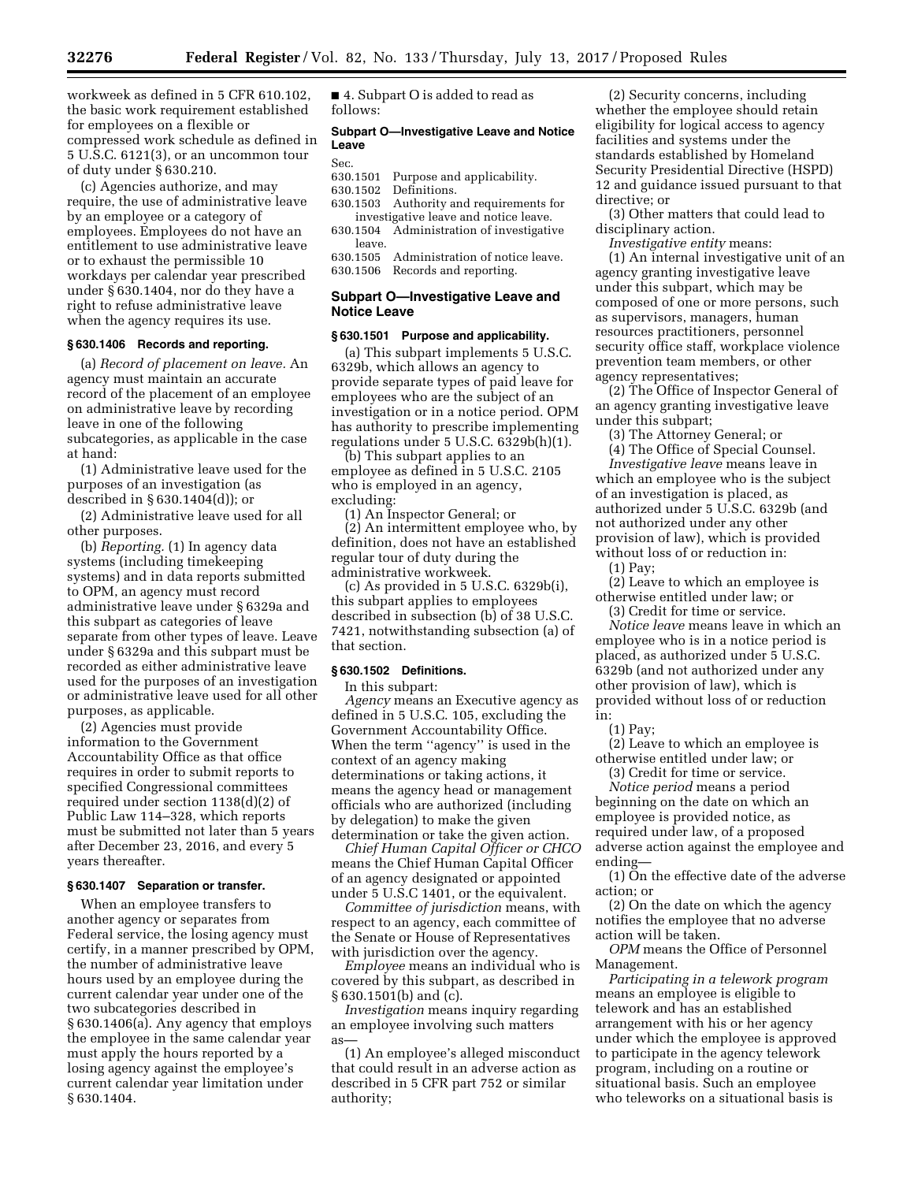workweek as defined in 5 CFR 610.102, the basic work requirement established for employees on a flexible or compressed work schedule as defined in 5 U.S.C. 6121(3), or an uncommon tour of duty under § 630.210.

(c) Agencies authorize, and may require, the use of administrative leave by an employee or a category of employees. Employees do not have an entitlement to use administrative leave or to exhaust the permissible 10 workdays per calendar year prescribed under § 630.1404, nor do they have a right to refuse administrative leave when the agency requires its use.

**§ 630.1406 Records and reporting.**

(a) *Record of placement on leave.* An agency must maintain an accurate record of the placement of an employee on administrative leave by recording leave in one of the following subcategories, as applicable in the case at hand:

(1) Administrative leave used for the purposes of an investigation (as described in § 630.1404(d)); or

(2) Administrative leave used for all other purposes.

(b) *Reporting.* (1) In agency data systems (including timekeeping systems) and in data reports submitted to OPM, an agency must record administrative leave under § 6329a and this subpart as categories of leave separate from other types of leave. Leave under § 6329a and this subpart must be recorded as either administrative leave used for the purposes of an investigation or administrative leave used for all other purposes, as applicable.

(2) Agencies must provide information to the Government Accountability Office as that office requires in order to submit reports to specified Congressional committees required under section 1138(d)(2) of Public Law 114–328, which reports must be submitted not later than 5 years after December 23, 2016, and every 5 years thereafter.

**§ 630.1407 Separation or transfer.**

When an employee transfers to another agency or separates from Federal service, the losing agency must certify, in a manner prescribed by OPM, the number of administrative leave hours used by an employee during the current calendar year under one of the two subcategories described in § 630.1406(a). Any agency that employs the employee in the same calendar year must apply the hours reported by a losing agency against the employee's current calendar year limitation under § 630.1404.

■ 4. Subpart O is added to read as follows:

**Subpart O—Investigative Leave and Notice Leave**

Sec.
630.1501 Purpose and applicability.
630.1502 Definitions.
630.1503 Authority and requirements for investigative leave and notice leave.
630.1504 Administration of investigative leave.
630.1505 Administration of notice leave.
630.1506 Records and reporting.

## Subpart O—Investigative Leave and Notice Leave

**§ 630.1501 Purpose and applicability.**

(a) This subpart implements 5 U.S.C. 6329b, which allows an agency to provide separate types of paid leave for employees who are the subject of an investigation or in a notice period. OPM has authority to prescribe implementing regulations under 5 U.S.C. 6329b(h)(1).

(b) This subpart applies to an employee as defined in 5 U.S.C. 2105 who is employed in an agency, excluding:

(1) An Inspector General; or

(2) An intermittent employee who, by definition, does not have an established regular tour of duty during the administrative workweek.

(c) As provided in 5 U.S.C. 6329b(i), this subpart applies to employees described in subsection (b) of 38 U.S.C. 7421, notwithstanding subsection (a) of that section.

**§ 630.1502 Definitions.**

In this subpart:

*Agency* means an Executive agency as defined in 5 U.S.C. 105, excluding the Government Accountability Office. When the term ''agency'' is used in the context of an agency making determinations or taking actions, it means the agency head or management officials who are authorized (including by delegation) to make the given determination or take the given action.

*Chief Human Capital Officer or CHCO* means the Chief Human Capital Officer of an agency designated or appointed under 5 U.S.C 1401, or the equivalent.

*Committee of jurisdiction* means, with respect to an agency, each committee of the Senate or House of Representatives with jurisdiction over the agency.

*Employee* means an individual who is covered by this subpart, as described in § 630.1501(b) and (c).

*Investigation* means inquiry regarding an employee involving such matters as—

(1) An employee's alleged misconduct that could result in an adverse action as described in 5 CFR part 752 or similar authority;

(2) Security concerns, including whether the employee should retain eligibility for logical access to agency facilities and systems under the standards established by Homeland Security Presidential Directive (HSPD) 12 and guidance issued pursuant to that directive; or

(3) Other matters that could lead to disciplinary action.

*Investigative entity* means:

(1) An internal investigative unit of an agency granting investigative leave under this subpart, which may be composed of one or more persons, such as supervisors, managers, human resources practitioners, personnel security office staff, workplace violence prevention team members, or other agency representatives;

(2) The Office of Inspector General of an agency granting investigative leave under this subpart;

(3) The Attorney General; or

(4) The Office of Special Counsel.

*Investigative leave* means leave in which an employee who is the subject of an investigation is placed, as authorized under 5 U.S.C. 6329b (and not authorized under any other provision of law), which is provided without loss of or reduction in:

(1) Pay;

(2) Leave to which an employee is otherwise entitled under law; or

(3) Credit for time or service.

*Notice leave* means leave in which an employee who is in a notice period is placed, as authorized under 5 U.S.C. 6329b (and not authorized under any other provision of law), which is provided without loss of or reduction in:

(1) Pay;

(2) Leave to which an employee is otherwise entitled under law; or

(3) Credit for time or service.

*Notice period* means a period beginning on the date on which an employee is provided notice, as required under law, of a proposed adverse action against the employee and ending—

(1) On the effective date of the adverse action; or

(2) On the date on which the agency notifies the employee that no adverse action will be taken.

*OPM* means the Office of Personnel Management.

*Participating in a telework program* means an employee is eligible to telework and has an established arrangement with his or her agency under which the employee is approved to participate in the agency telework program, including on a routine or situational basis. Such an employee who teleworks on a situational basis is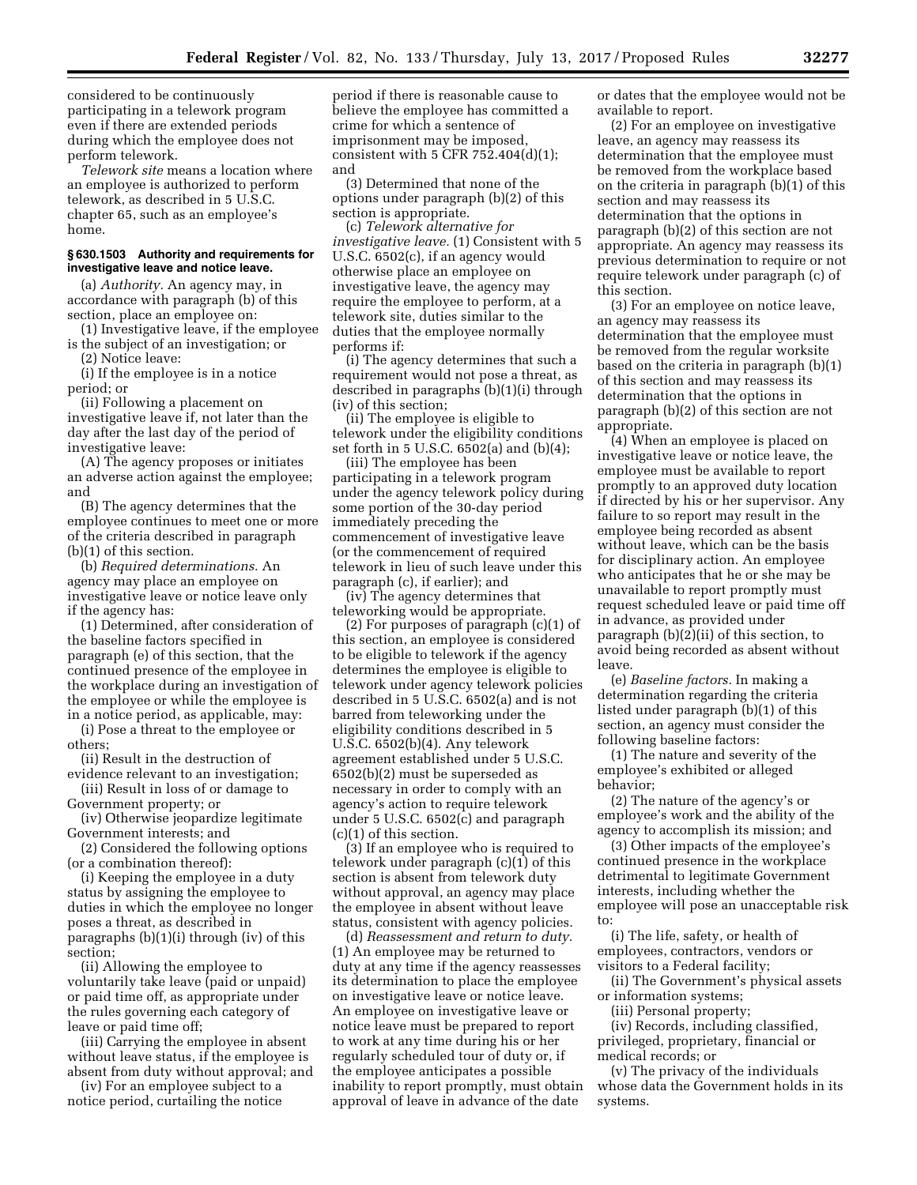considered to be continuously participating in a telework program even if there are extended periods during which the employee does not perform telework.

*Telework site* means a location where an employee is authorized to perform telework, as described in 5 U.S.C. chapter 65, such as an employee's home.

### § 630.1503 Authority and requirements for investigative leave and notice leave.

(a) *Authority.* An agency may, in accordance with paragraph (b) of this section, place an employee on:

(1) Investigative leave, if the employee is the subject of an investigation; or

(2) Notice leave:

(i) If the employee is in a notice period; or

(ii) Following a placement on investigative leave if, not later than the day after the last day of the period of investigative leave:

(A) The agency proposes or initiates an adverse action against the employee; and

(B) The agency determines that the employee continues to meet one or more of the criteria described in paragraph (b)(1) of this section.

(b) *Required determinations.* An agency may place an employee on investigative leave or notice leave only if the agency has:

(1) Determined, after consideration of the baseline factors specified in paragraph (e) of this section, that the continued presence of the employee in the workplace during an investigation of the employee or while the employee is in a notice period, as applicable, may:

(i) Pose a threat to the employee or others;

(ii) Result in the destruction of evidence relevant to an investigation;

(iii) Result in loss of or damage to Government property; or

(iv) Otherwise jeopardize legitimate Government interests; and

(2) Considered the following options (or a combination thereof):

(i) Keeping the employee in a duty status by assigning the employee to duties in which the employee no longer poses a threat, as described in paragraphs (b)(1)(i) through (iv) of this section;

(ii) Allowing the employee to voluntarily take leave (paid or unpaid) or paid time off, as appropriate under the rules governing each category of leave or paid time off;

(iii) Carrying the employee in absent without leave status, if the employee is absent from duty without approval; and

(iv) For an employee subject to a notice period, curtailing the notice period if there is reasonable cause to believe the employee has committed a crime for which a sentence of imprisonment may be imposed, consistent with 5 CFR 752.404(d)(1); and

(3) Determined that none of the options under paragraph (b)(2) of this section is appropriate.

(c) *Telework alternative for investigative leave.* (1) Consistent with 5 U.S.C. 6502(c), if an agency would otherwise place an employee on investigative leave, the agency may require the employee to perform, at a telework site, duties similar to the duties that the employee normally performs if:

(i) The agency determines that such a requirement would not pose a threat, as described in paragraphs (b)(1)(i) through (iv) of this section;

(ii) The employee is eligible to telework under the eligibility conditions set forth in 5 U.S.C. 6502(a) and (b)(4);

(iii) The employee has been participating in a telework program under the agency telework policy during some portion of the 30-day period immediately preceding the commencement of investigative leave (or the commencement of required telework in lieu of such leave under this paragraph (c), if earlier); and

(iv) The agency determines that teleworking would be appropriate.

(2) For purposes of paragraph (c)(1) of this section, an employee is considered to be eligible to telework if the agency determines the employee is eligible to telework under agency telework policies described in 5 U.S.C. 6502(a) and is not barred from teleworking under the eligibility conditions described in 5 U.S.C. 6502(b)(4). Any telework agreement established under 5 U.S.C. 6502(b)(2) must be superseded as necessary in order to comply with an agency's action to require telework under 5 U.S.C. 6502(c) and paragraph (c)(1) of this section.

(3) If an employee who is required to telework under paragraph (c)(1) of this section is absent from telework duty without approval, an agency may place the employee in absent without leave status, consistent with agency policies.

(d) *Reassessment and return to duty.* (1) An employee may be returned to duty at any time if the agency reassesses its determination to place the employee on investigative leave or notice leave. An employee on investigative leave or notice leave must be prepared to report to work at any time during his or her regularly scheduled tour of duty or, if the employee anticipates a possible inability to report promptly, must obtain approval of leave in advance of the date or dates that the employee would not be available to report.

(2) For an employee on investigative leave, an agency may reassess its determination that the employee must be removed from the workplace based on the criteria in paragraph (b)(1) of this section and may reassess its determination that the options in paragraph (b)(2) of this section are not appropriate. An agency may reassess its previous determination to require or not require telework under paragraph (c) of this section.

(3) For an employee on notice leave, an agency may reassess its determination that the employee must be removed from the regular worksite based on the criteria in paragraph (b)(1) of this section and may reassess its determination that the options in paragraph (b)(2) of this section are not appropriate.

(4) When an employee is placed on investigative leave or notice leave, the employee must be available to report promptly to an approved duty location if directed by his or her supervisor. Any failure to so report may result in the employee being recorded as absent without leave, which can be the basis for disciplinary action. An employee who anticipates that he or she may be unavailable to report promptly must request scheduled leave or paid time off in advance, as provided under paragraph (b)(2)(ii) of this section, to avoid being recorded as absent without leave.

(e) *Baseline factors.* In making a determination regarding the criteria listed under paragraph (b)(1) of this section, an agency must consider the following baseline factors:

(1) The nature and severity of the employee's exhibited or alleged behavior;

(2) The nature of the agency's or employee's work and the ability of the agency to accomplish its mission; and

(3) Other impacts of the employee's continued presence in the workplace detrimental to legitimate Government interests, including whether the employee will pose an unacceptable risk to:

(i) The life, safety, or health of employees, contractors, vendors or visitors to a Federal facility;

(ii) The Government's physical assets or information systems;

(iii) Personal property;

(iv) Records, including classified, privileged, proprietary, financial or medical records; or

(v) The privacy of the individuals whose data the Government holds in its systems.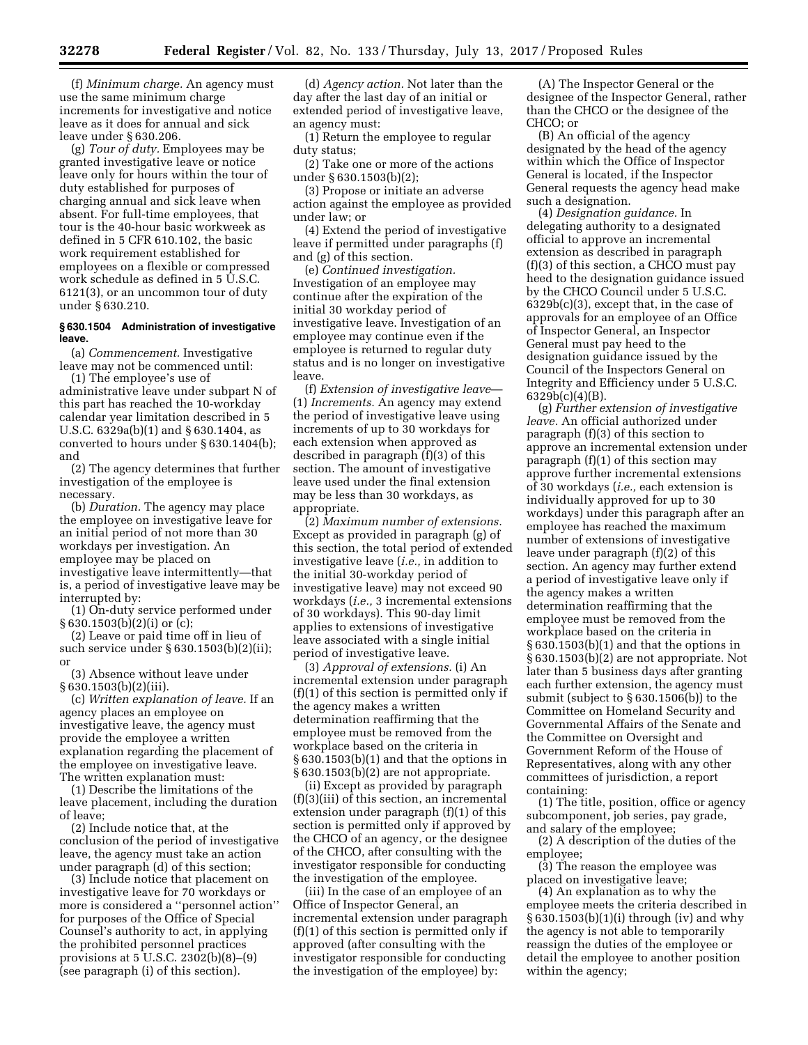(f) *Minimum charge.* An agency must use the same minimum charge increments for investigative and notice leave as it does for annual and sick leave under § 630.206.

(g) *Tour of duty.* Employees may be granted investigative leave or notice leave only for hours within the tour of duty established for purposes of charging annual and sick leave when absent. For full-time employees, that tour is the 40-hour basic workweek as defined in 5 CFR 610.102, the basic work requirement established for employees on a flexible or compressed work schedule as defined in 5 U.S.C. 6121(3), or an uncommon tour of duty under § 630.210.

**§ 630.1504 Administration of investigative leave.**

(a) *Commencement.* Investigative leave may not be commenced until:

(1) The employee's use of administrative leave under subpart N of this part has reached the 10-workday calendar year limitation described in 5 U.S.C. 6329a(b)(1) and § 630.1404, as converted to hours under § 630.1404(b); and

(2) The agency determines that further investigation of the employee is necessary.

(b) *Duration.* The agency may place the employee on investigative leave for an initial period of not more than 30 workdays per investigation. An employee may be placed on investigative leave intermittently—that is, a period of investigative leave may be interrupted by:

(1) On-duty service performed under § 630.1503(b)(2)(i) or (c);

(2) Leave or paid time off in lieu of such service under § 630.1503(b)(2)(ii); or

(3) Absence without leave under § 630.1503(b)(2)(iii).

(c) *Written explanation of leave.* If an agency places an employee on investigative leave, the agency must provide the employee a written explanation regarding the placement of the employee on investigative leave. The written explanation must:

(1) Describe the limitations of the leave placement, including the duration of leave;

(2) Include notice that, at the conclusion of the period of investigative leave, the agency must take an action under paragraph (d) of this section;

(3) Include notice that placement on investigative leave for 70 workdays or more is considered a "personnel action" for purposes of the Office of Special Counsel's authority to act, in applying the prohibited personnel practices provisions at 5 U.S.C. 2302(b)(8)–(9) (see paragraph (i) of this section).

(d) *Agency action.* Not later than the day after the last day of an initial or extended period of investigative leave, an agency must:

(1) Return the employee to regular duty status;

(2) Take one or more of the actions under § 630.1503(b)(2);

(3) Propose or initiate an adverse action against the employee as provided under law; or

(4) Extend the period of investigative leave if permitted under paragraphs (f) and (g) of this section.

(e) *Continued investigation.* Investigation of an employee may continue after the expiration of the initial 30 workday period of investigative leave. Investigation of an employee may continue even if the employee is returned to regular duty status and is no longer on investigative leave.

(f) *Extension of investigative leave*—(1) *Increments.* An agency may extend the period of investigative leave using increments of up to 30 workdays for each extension when approved as described in paragraph (f)(3) of this section. The amount of investigative leave used under the final extension may be less than 30 workdays, as appropriate.

(2) *Maximum number of extensions.* Except as provided in paragraph (g) of this section, the total period of extended investigative leave (*i.e.,* in addition to the initial 30-workday period of investigative leave) may not exceed 90 workdays (*i.e.,* 3 incremental extensions of 30 workdays). This 90-day limit applies to extensions of investigative leave associated with a single initial period of investigative leave.

(3) *Approval of extensions.* (i) An incremental extension under paragraph (f)(1) of this section is permitted only if the agency makes a written determination reaffirming that the employee must be removed from the workplace based on the criteria in § 630.1503(b)(1) and that the options in § 630.1503(b)(2) are not appropriate.

(ii) Except as provided by paragraph (f)(3)(iii) of this section, an incremental extension under paragraph (f)(1) of this section is permitted only if approved by the CHCO of an agency, or the designee of the CHCO, after consulting with the investigator responsible for conducting the investigation of the employee.

(iii) In the case of an employee of an Office of Inspector General, an incremental extension under paragraph (f)(1) of this section is permitted only if approved (after consulting with the investigator responsible for conducting the investigation of the employee) by:

(A) The Inspector General or the designee of the Inspector General, rather than the CHCO or the designee of the CHCO; or

(B) An official of the agency designated by the head of the agency within which the Office of Inspector General is located, if the Inspector General requests the agency head make such a designation.

(4) *Designation guidance.* In delegating authority to a designated official to approve an incremental extension as described in paragraph (f)(3) of this section, a CHCO must pay heed to the designation guidance issued by the CHCO Council under 5 U.S.C. 6329b(c)(3), except that, in the case of approvals for an employee of an Office of Inspector General, an Inspector General must pay heed to the designation guidance issued by the Council of the Inspectors General on Integrity and Efficiency under 5 U.S.C. 6329b(c)(4)(B).

(g) *Further extension of investigative leave.* An official authorized under paragraph (f)(3) of this section to approve an incremental extension under paragraph (f)(1) of this section may approve further incremental extensions of 30 workdays (*i.e.,* each extension is individually approved for up to 30 workdays) under this paragraph after an employee has reached the maximum number of extensions of investigative leave under paragraph (f)(2) of this section. An agency may further extend a period of investigative leave only if the agency makes a written determination reaffirming that the employee must be removed from the workplace based on the criteria in § 630.1503(b)(1) and that the options in § 630.1503(b)(2) are not appropriate. Not later than 5 business days after granting each further extension, the agency must submit (subject to § 630.1506(b)) to the Committee on Homeland Security and Governmental Affairs of the Senate and the Committee on Oversight and Government Reform of the House of Representatives, along with any other committees of jurisdiction, a report containing:

(1) The title, position, office or agency subcomponent, job series, pay grade, and salary of the employee;

(2) A description of the duties of the employee;

(3) The reason the employee was placed on investigative leave;

(4) An explanation as to why the employee meets the criteria described in § 630.1503(b)(1)(i) through (iv) and why the agency is not able to temporarily reassign the duties of the employee or detail the employee to another position within the agency;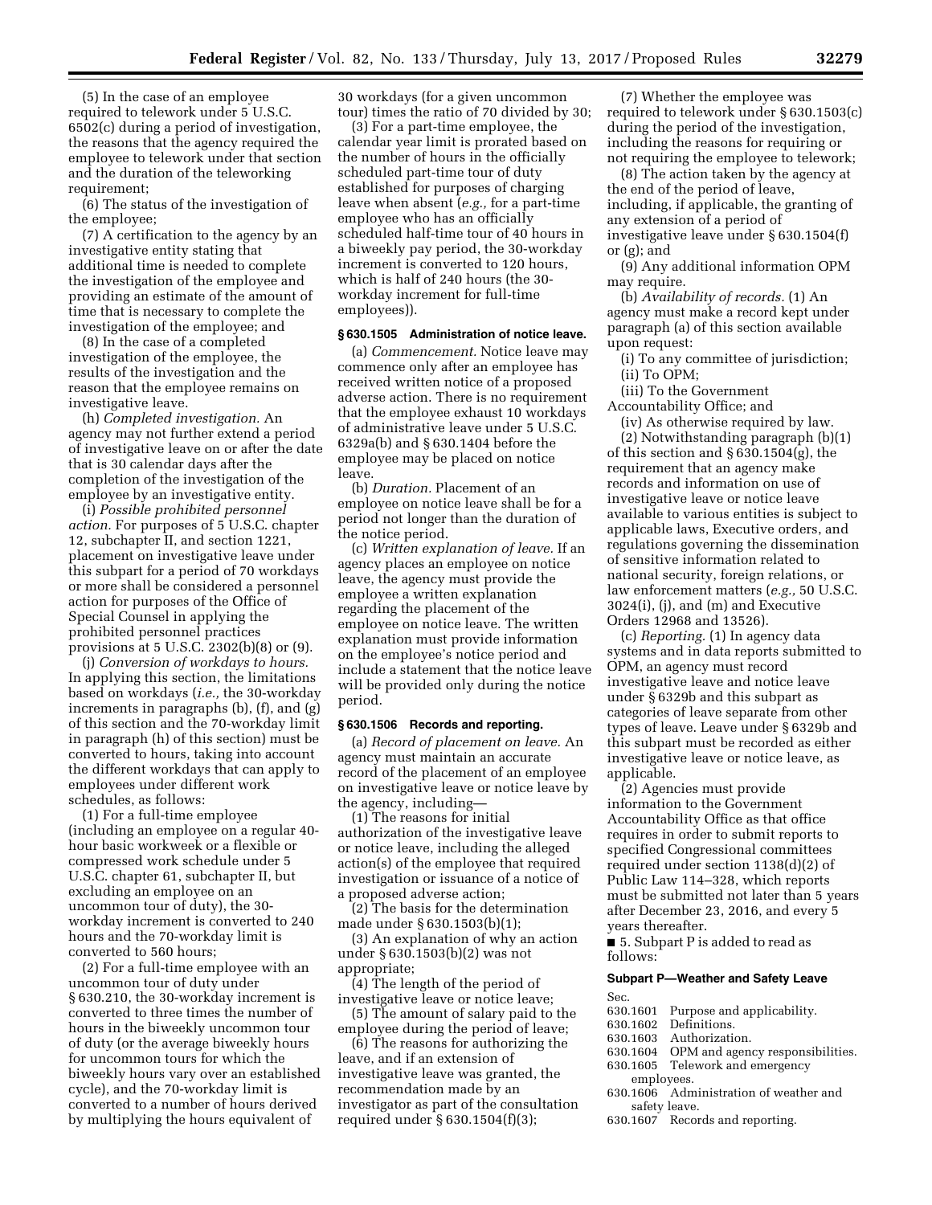(5) In the case of an employee required to telework under 5 U.S.C. 6502(c) during a period of investigation, the reasons that the agency required the employee to telework under that section and the duration of the teleworking requirement;

(6) The status of the investigation of the employee;

(7) A certification to the agency by an investigative entity stating that additional time is needed to complete the investigation of the employee and providing an estimate of the amount of time that is necessary to complete the investigation of the employee; and

(8) In the case of a completed investigation of the employee, the results of the investigation and the reason that the employee remains on investigative leave.

(h) *Completed investigation.* An agency may not further extend a period of investigative leave on or after the date that is 30 calendar days after the completion of the investigation of the employee by an investigative entity.

(i) *Possible prohibited personnel action.* For purposes of 5 U.S.C. chapter 12, subchapter II, and section 1221, placement on investigative leave under this subpart for a period of 70 workdays or more shall be considered a personnel action for purposes of the Office of Special Counsel in applying the prohibited personnel practices provisions at 5 U.S.C. 2302(b)(8) or (9).

(j) *Conversion of workdays to hours.* In applying this section, the limitations based on workdays (*i.e.,* the 30-workday increments in paragraphs (b), (f), and (g) of this section and the 70-workday limit in paragraph (h) of this section) must be converted to hours, taking into account the different workdays that can apply to employees under different work schedules, as follows:

(1) For a full-time employee (including an employee on a regular 40-hour basic workweek or a flexible or compressed work schedule under 5 U.S.C. chapter 61, subchapter II, but excluding an employee on an uncommon tour of duty), the 30-workday increment is converted to 240 hours and the 70-workday limit is converted to 560 hours;

(2) For a full-time employee with an uncommon tour of duty under § 630.210, the 30-workday increment is converted to three times the number of hours in the biweekly uncommon tour of duty (or the average biweekly hours for uncommon tours for which the biweekly hours vary over an established cycle), and the 70-workday limit is converted to a number of hours derived by multiplying the hours equivalent of 30 workdays (for a given uncommon tour) times the ratio of 70 divided by 30;

(3) For a part-time employee, the calendar year limit is prorated based on the number of hours in the officially scheduled part-time tour of duty established for purposes of charging leave when absent (*e.g.,* for a part-time employee who has an officially scheduled half-time tour of 40 hours in a biweekly pay period, the 30-workday increment is converted to 120 hours, which is half of 240 hours (the 30-workday increment for full-time employees)).

### § 630.1505 Administration of notice leave.

(a) *Commencement.* Notice leave may commence only after an employee has received written notice of a proposed adverse action. There is no requirement that the employee exhaust 10 workdays of administrative leave under 5 U.S.C. 6329a(b) and § 630.1404 before the employee may be placed on notice leave.

(b) *Duration.* Placement of an employee on notice leave shall be for a period not longer than the duration of the notice period.

(c) *Written explanation of leave.* If an agency places an employee on notice leave, the agency must provide the employee a written explanation regarding the placement of the employee on notice leave. The written explanation must provide information on the employee's notice period and include a statement that the notice leave will be provided only during the notice period.

### § 630.1506 Records and reporting.

(a) *Record of placement on leave.* An agency must maintain an accurate record of the placement of an employee on investigative leave or notice leave by the agency, including—

(1) The reasons for initial authorization of the investigative leave or notice leave, including the alleged action(s) of the employee that required investigation or issuance of a notice of a proposed adverse action;

(2) The basis for the determination made under § 630.1503(b)(1);

(3) An explanation of why an action under § 630.1503(b)(2) was not appropriate;

(4) The length of the period of investigative leave or notice leave;

(5) The amount of salary paid to the employee during the period of leave;

(6) The reasons for authorizing the leave, and if an extension of investigative leave was granted, the recommendation made by an investigator as part of the consultation required under § 630.1504(f)(3);

(7) Whether the employee was required to telework under § 630.1503(c) during the period of the investigation, including the reasons for requiring or not requiring the employee to telework;

(8) The action taken by the agency at the end of the period of leave, including, if applicable, the granting of any extension of a period of investigative leave under § 630.1504(f) or (g); and

(9) Any additional information OPM may require.

(b) *Availability of records.* (1) An agency must make a record kept under paragraph (a) of this section available upon request:

(i) To any committee of jurisdiction;

(ii) To OPM;

(iii) To the Government Accountability Office; and

(iv) As otherwise required by law.

(2) Notwithstanding paragraph (b)(1) of this section and § 630.1504(g), the requirement that an agency make records and information on use of investigative leave or notice leave available to various entities is subject to applicable laws, Executive orders, and regulations governing the dissemination of sensitive information related to national security, foreign relations, or law enforcement matters (*e.g.,* 50 U.S.C. 3024(i), (j), and (m) and Executive Orders 12968 and 13526).

(c) *Reporting.* (1) In agency data systems and in data reports submitted to OPM, an agency must record investigative leave and notice leave under § 6329b and this subpart as categories of leave separate from other types of leave. Leave under § 6329b and this subpart must be recorded as either investigative leave or notice leave, as applicable.

(2) Agencies must provide information to the Government Accountability Office as that office requires in order to submit reports to specified Congressional committees required under section 1138(d)(2) of Public Law 114–328, which reports must be submitted not later than 5 years after December 23, 2016, and every 5 years thereafter.

■ 5. Subpart P is added to read as follows:

## Subpart P—Weather and Safety Leave

Sec.
630.1601 Purpose and applicability.
630.1602 Definitions.
630.1603 Authorization.
630.1604 OPM and agency responsibilities.
630.1605 Telework and emergency employees.
630.1606 Administration of weather and safety leave.
630.1607 Records and reporting.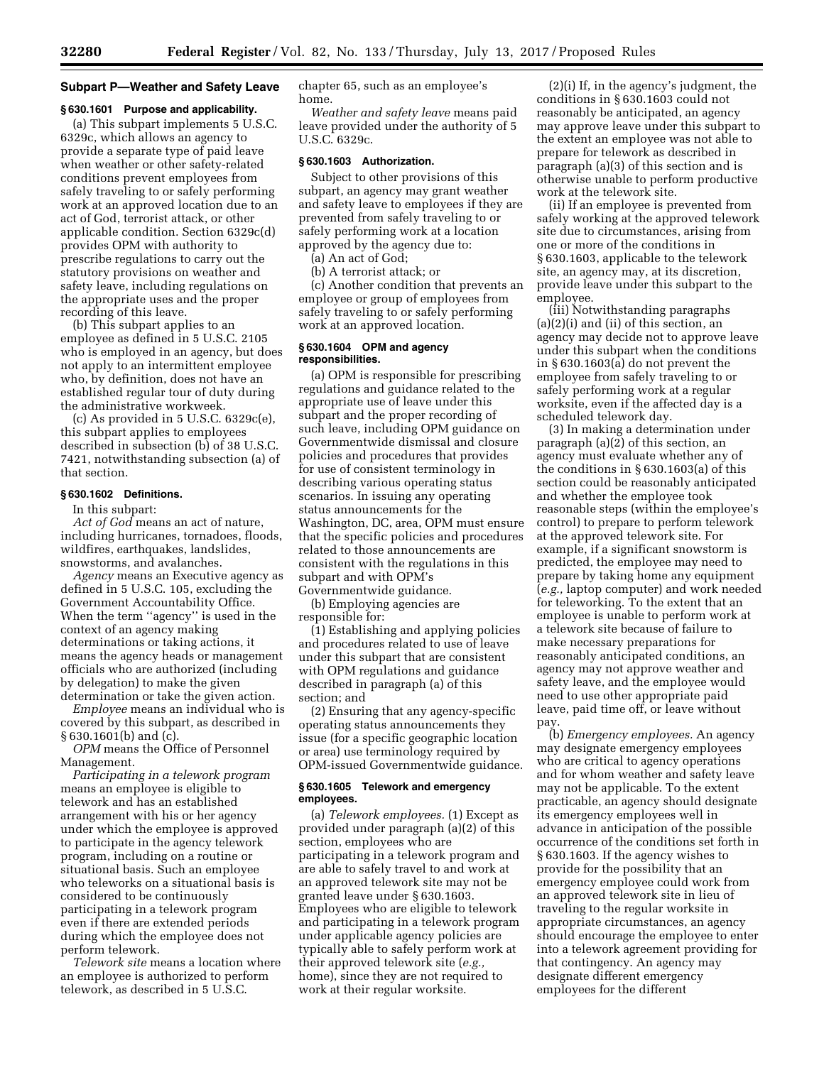## Subpart P—Weather and Safety Leave

### § 630.1601 Purpose and applicability.

(a) This subpart implements 5 U.S.C. 6329c, which allows an agency to provide a separate type of paid leave when weather or other safety-related conditions prevent employees from safely traveling to or safely performing work at an approved location due to an act of God, terrorist attack, or other applicable condition. Section 6329c(d) provides OPM with authority to prescribe regulations to carry out the statutory provisions on weather and safety leave, including regulations on the appropriate uses and the proper recording of this leave.

(b) This subpart applies to an employee as defined in 5 U.S.C. 2105 who is employed in an agency, but does not apply to an intermittent employee who, by definition, does not have an established regular tour of duty during the administrative workweek.

(c) As provided in 5 U.S.C. 6329c(e), this subpart applies to employees described in subsection (b) of 38 U.S.C. 7421, notwithstanding subsection (a) of that section.

### § 630.1602 Definitions.

In this subpart:

*Act of God* means an act of nature, including hurricanes, tornadoes, floods, wildfires, earthquakes, landslides, snowstorms, and avalanches.

*Agency* means an Executive agency as defined in 5 U.S.C. 105, excluding the Government Accountability Office. When the term "agency" is used in the context of an agency making determinations or taking actions, it means the agency heads or management officials who are authorized (including by delegation) to make the given determination or take the given action.

*Employee* means an individual who is covered by this subpart, as described in § 630.1601(b) and (c).

*OPM* means the Office of Personnel Management.

*Participating in a telework program* means an employee is eligible to telework and has an established arrangement with his or her agency under which the employee is approved to participate in the agency telework program, including on a routine or situational basis. Such an employee who teleworks on a situational basis is considered to be continuously participating in a telework program even if there are extended periods during which the employee does not perform telework.

*Telework site* means a location where an employee is authorized to perform telework, as described in 5 U.S.C. chapter 65, such as an employee's home.

*Weather and safety leave* means paid leave provided under the authority of 5 U.S.C. 6329c.

### § 630.1603 Authorization.

Subject to other provisions of this subpart, an agency may grant weather and safety leave to employees if they are prevented from safely traveling to or safely performing work at a location approved by the agency due to:

(a) An act of God;

(b) A terrorist attack; or

(c) Another condition that prevents an employee or group of employees from safely traveling to or safely performing work at an approved location.

### § 630.1604 OPM and agency responsibilities.

(a) OPM is responsible for prescribing regulations and guidance related to the appropriate use of leave under this subpart and the proper recording of such leave, including OPM guidance on Governmentwide dismissal and closure policies and procedures that provides for use of consistent terminology in describing various operating status scenarios. In issuing any operating status announcements for the Washington, DC, area, OPM must ensure that the specific policies and procedures related to those announcements are consistent with the regulations in this subpart and with OPM's Governmentwide guidance.

(b) Employing agencies are responsible for:

(1) Establishing and applying policies and procedures related to use of leave under this subpart that are consistent with OPM regulations and guidance described in paragraph (a) of this section; and

(2) Ensuring that any agency-specific operating status announcements they issue (for a specific geographic location or area) use terminology required by OPM-issued Governmentwide guidance.

### § 630.1605 Telework and emergency employees.

(a) *Telework employees.* (1) Except as provided under paragraph (a)(2) of this section, employees who are participating in a telework program and are able to safely travel to and work at an approved telework site may not be granted leave under § 630.1603. Employees who are eligible to telework and participating in a telework program under applicable agency policies are typically able to safely perform work at their approved telework site (*e.g.,* home), since they are not required to work at their regular worksite.

(2)(i) If, in the agency's judgment, the conditions in § 630.1603 could not reasonably be anticipated, an agency may approve leave under this subpart to the extent an employee was not able to prepare for telework as described in paragraph (a)(3) of this section and is otherwise unable to perform productive work at the telework site.

(ii) If an employee is prevented from safely working at the approved telework site due to circumstances, arising from one or more of the conditions in § 630.1603, applicable to the telework site, an agency may, at its discretion, provide leave under this subpart to the employee.

(iii) Notwithstanding paragraphs (a)(2)(i) and (ii) of this section, an agency may decide not to approve leave under this subpart when the conditions in § 630.1603(a) do not prevent the employee from safely traveling to or safely performing work at a regular worksite, even if the affected day is a scheduled telework day.

(3) In making a determination under paragraph (a)(2) of this section, an agency must evaluate whether any of the conditions in § 630.1603(a) of this section could be reasonably anticipated and whether the employee took reasonable steps (within the employee's control) to prepare to perform telework at the approved telework site. For example, if a significant snowstorm is predicted, the employee may need to prepare by taking home any equipment (*e.g.,* laptop computer) and work needed for teleworking. To the extent that an employee is unable to perform work at a telework site because of failure to make necessary preparations for reasonably anticipated conditions, an agency may not approve weather and safety leave, and the employee would need to use other appropriate paid leave, paid time off, or leave without pay.

(b) *Emergency employees.* An agency may designate emergency employees who are critical to agency operations and for whom weather and safety leave may not be applicable. To the extent practicable, an agency should designate its emergency employees well in advance in anticipation of the possible occurrence of the conditions set forth in § 630.1603. If the agency wishes to provide for the possibility that an emergency employee could work from an approved telework site in lieu of traveling to the regular worksite in appropriate circumstances, an agency should encourage the employee to enter into a telework agreement providing for that contingency. An agency may designate different emergency employees for the different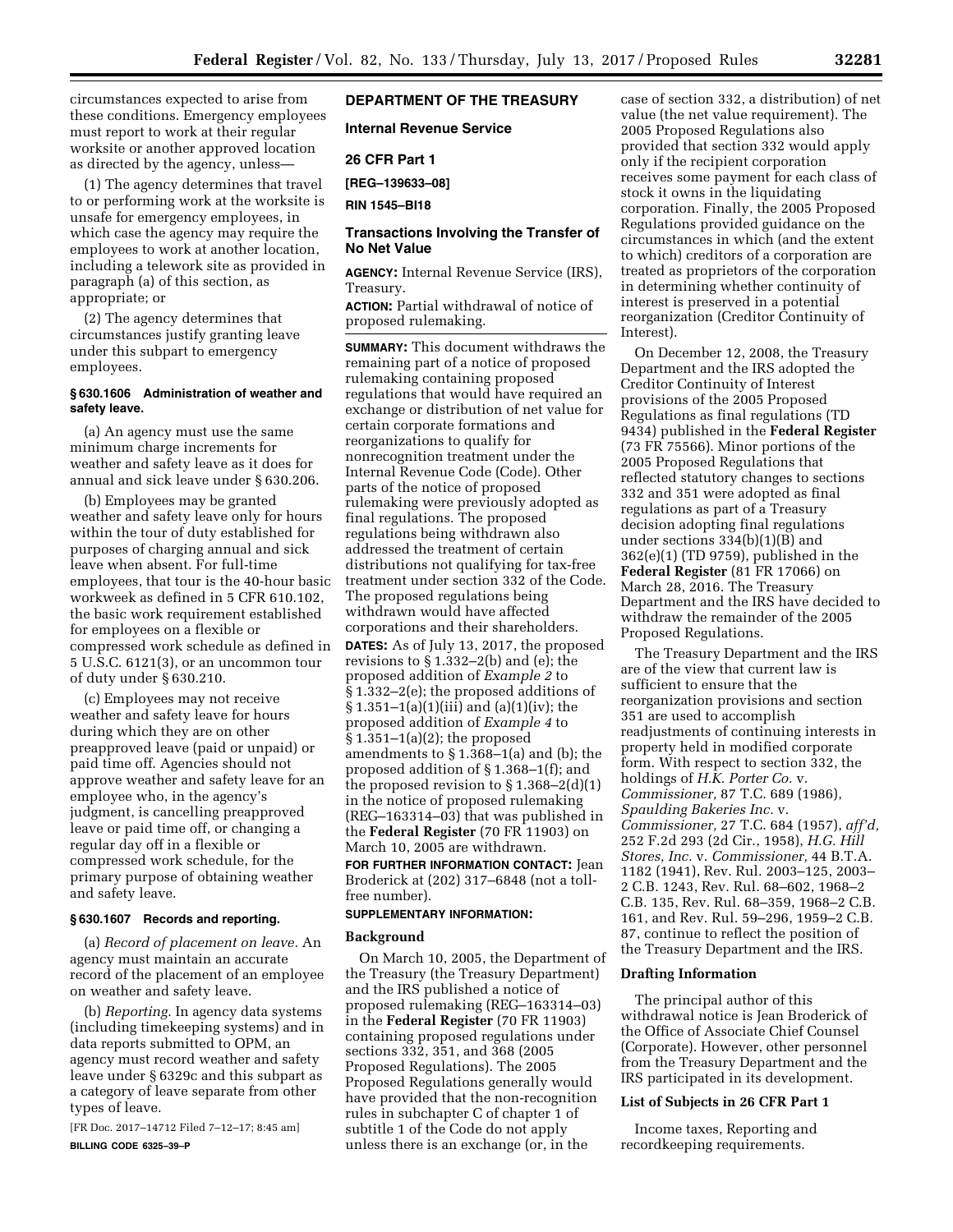circumstances expected to arise from these conditions. Emergency employees must report to work at their regular worksite or another approved location as directed by the agency, unless—

(1) The agency determines that travel to or performing work at the worksite is unsafe for emergency employees, in which case the agency may require the employees to work at another location, including a telework site as provided in paragraph (a) of this section, as appropriate; or

(2) The agency determines that circumstances justify granting leave under this subpart to emergency employees.

#### § 630.1606 Administration of weather and safety leave.

(a) An agency must use the same minimum charge increments for weather and safety leave as it does for annual and sick leave under § 630.206.

(b) Employees may be granted weather and safety leave only for hours within the tour of duty established for purposes of charging annual and sick leave when absent. For full-time employees, that tour is the 40-hour basic workweek as defined in 5 CFR 610.102, the basic work requirement established for employees on a flexible or compressed work schedule as defined in 5 U.S.C. 6121(3), or an uncommon tour of duty under § 630.210.

(c) Employees may not receive weather and safety leave for hours during which they are on other preapproved leave (paid or unpaid) or paid time off. Agencies should not approve weather and safety leave for an employee who, in the agency's judgment, is cancelling preapproved leave or paid time off, or changing a regular day off in a flexible or compressed work schedule, for the primary purpose of obtaining weather and safety leave.

#### § 630.1607 Records and reporting.

(a) *Record of placement on leave.* An agency must maintain an accurate record of the placement of an employee on weather and safety leave.

(b) *Reporting.* In agency data systems (including timekeeping systems) and in data reports submitted to OPM, an agency must record weather and safety leave under § 6329c and this subpart as a category of leave separate from other types of leave.

[FR Doc. 2017–14712 Filed 7–12–17; 8:45 am]

**BILLING CODE 6325–39–P**

## DEPARTMENT OF THE TREASURY

### Internal Revenue Service

### 26 CFR Part 1

**[REG–139633–08]**

**RIN 1545–BI18**

## Transactions Involving the Transfer of No Net Value

**AGENCY:** Internal Revenue Service (IRS), Treasury.

**ACTION:** Partial withdrawal of notice of proposed rulemaking.

**SUMMARY:** This document withdraws the remaining part of a notice of proposed rulemaking containing proposed regulations that would have required an exchange or distribution of net value for certain corporate formations and reorganizations to qualify for nonrecognition treatment under the Internal Revenue Code (Code). Other parts of the notice of proposed rulemaking were previously adopted as final regulations. The proposed regulations being withdrawn also addressed the treatment of certain distributions not qualifying for tax-free treatment under section 332 of the Code. The proposed regulations being withdrawn would have affected corporations and their shareholders.

**DATES:** As of July 13, 2017, the proposed revisions to § 1.332–2(b) and (e); the proposed addition of *Example 2* to § 1.332–2(e); the proposed additions of § 1.351–1(a)(1)(iii) and (a)(1)(iv); the proposed addition of *Example 4* to § 1.351–1(a)(2); the proposed amendments to § 1.368–1(a) and (b); the proposed addition of § 1.368–1(f); and the proposed revision to § 1.368–2(d)(1) in the notice of proposed rulemaking (REG–163314–03) that was published in the **Federal Register** (70 FR 11903) on March 10, 2005 are withdrawn.

**FOR FURTHER INFORMATION CONTACT:** Jean Broderick at (202) 317–6848 (not a toll-free number).

**SUPPLEMENTARY INFORMATION:**

### Background

On March 10, 2005, the Department of the Treasury (the Treasury Department) and the IRS published a notice of proposed rulemaking (REG–163314–03) in the **Federal Register** (70 FR 11903) containing proposed regulations under sections 332, 351, and 368 (2005 Proposed Regulations). The 2005 Proposed Regulations generally would have provided that the non-recognition rules in subchapter C of chapter 1 of subtitle 1 of the Code do not apply unless there is an exchange (or, in the case of section 332, a distribution) of net value (the net value requirement). The 2005 Proposed Regulations also provided that section 332 would apply only if the recipient corporation receives some payment for each class of stock it owns in the liquidating corporation. Finally, the 2005 Proposed Regulations provided guidance on the circumstances in which (and the extent to which) creditors of a corporation are treated as proprietors of the corporation in determining whether continuity of interest is preserved in a potential reorganization (Creditor Continuity of Interest).

On December 12, 2008, the Treasury Department and the IRS adopted the Creditor Continuity of Interest provisions of the 2005 Proposed Regulations as final regulations (TD 9434) published in the **Federal Register** (73 FR 75566). Minor portions of the 2005 Proposed Regulations that reflected statutory changes to sections 332 and 351 were adopted as final regulations as part of a Treasury decision adopting final regulations under sections 334(b)(1)(B) and 362(e)(1) (TD 9759), published in the **Federal Register** (81 FR 17066) on March 28, 2016. The Treasury Department and the IRS have decided to withdraw the remainder of the 2005 Proposed Regulations.

The Treasury Department and the IRS are of the view that current law is sufficient to ensure that the reorganization provisions and section 351 are used to accomplish readjustments of continuing interests in property held in modified corporate form. With respect to section 332, the holdings of *H.K. Porter Co.* v. *Commissioner,* 87 T.C. 689 (1986), *Spaulding Bakeries Inc.* v. *Commissioner,* 27 T.C. 684 (1957), *aff'd,* 252 F.2d 293 (2d Cir., 1958), *H.G. Hill Stores, Inc.* v. *Commissioner,* 44 B.T.A. 1182 (1941), Rev. Rul. 2003–125, 2003–2 C.B. 1243, Rev. Rul. 68–602, 1968–2 C.B. 135, Rev. Rul. 68–359, 1968–2 C.B. 161, and Rev. Rul. 59–296, 1959–2 C.B. 87, continue to reflect the position of the Treasury Department and the IRS.

### Drafting Information

The principal author of this withdrawal notice is Jean Broderick of the Office of Associate Chief Counsel (Corporate). However, other personnel from the Treasury Department and the IRS participated in its development.

### List of Subjects in 26 CFR Part 1

Income taxes, Reporting and recordkeeping requirements.